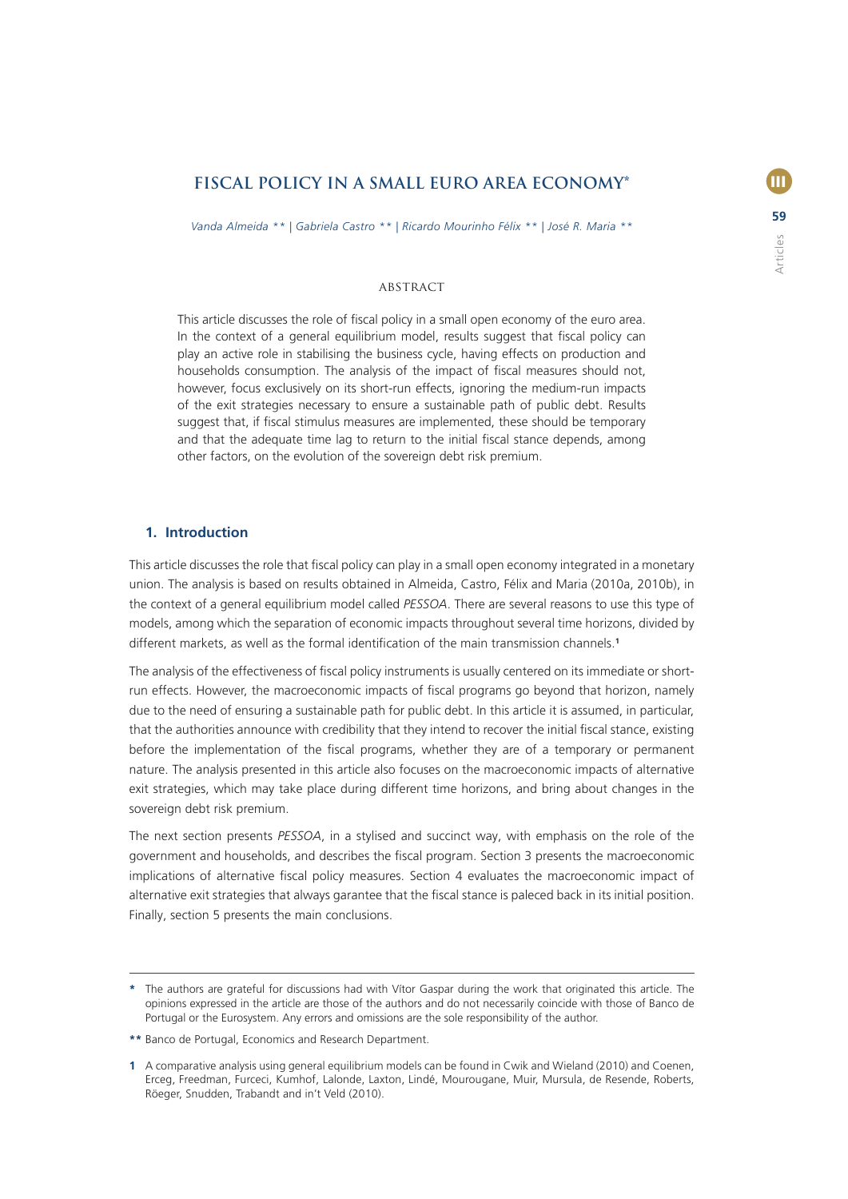# FISCAL POLICY IN A SMALL EURO AREA ECONOMY*

*Vanda Almeida \*\* | Gabriela Castro \*\* | Ricardo Mourinho Félix \*\* | José R. Maria \*\**

## ABSTRACT

This article discusses the role of fiscal policy in a small open economy of the euro area. In the context of a general equilibrium model, results suggest that fiscal policy can play an active role in stabilising the business cycle, having effects on production and households consumption. The analysis of the impact of fiscal measures should not, however, focus exclusively on its short-run effects, ignoring the medium-run impacts of the exit strategies necessary to ensure a sustainable path of public debt. Results suggest that, if fiscal stimulus measures are implemented, these should be temporary and that the adequate time lag to return to the initial fiscal stance depends, among other factors, on the evolution of the sovereign debt risk premium.

## 1. Introduction

This article discusses the role that fiscal policy can play in a small open economy integrated in a monetary union. The analysis is based on results obtained in Almeida, Castro, Félix and Maria (2010a, 2010b), in the context of a general equilibrium model called *PESSOA*. There are several reasons to use this type of models, among which the separation of economic impacts throughout several time horizons, divided by different markets, as well as the formal identification of the main transmission channels.[1]

The analysis of the effectiveness of fiscal policy instruments is usually centered on its immediate or short-run effects. However, the macroeconomic impacts of fiscal programs go beyond that horizon, namely due to the need of ensuring a sustainable path for public debt. In this article it is assumed, in particular, that the authorities announce with credibility that they intend to recover the initial fiscal stance, existing before the implementation of the fiscal programs, whether they are of a temporary or permanent nature. The analysis presented in this article also focuses on the macroeconomic impacts of alternative exit strategies, which may take place during different time horizons, and bring about changes in the sovereign debt risk premium.

The next section presents *PESSOA*, in a stylised and succinct way, with emphasis on the role of the government and households, and describes the fiscal program. Section 3 presents the macroeconomic implications of alternative fiscal policy measures. Section 4 evaluates the macroeconomic impact of alternative exit strategies that always garantee that the fiscal stance is paleced back in its initial position. Finally, section 5 presents the main conclusions.

---

\* The authors are grateful for discussions had with Vítor Gaspar during the work that originated this article. The opinions expressed in the article are those of the authors and do not necessarily coincide with those of Banco de Portugal or the Eurosystem. Any errors and omissions are the sole responsibility of the author.

\*\* Banco de Portugal, Economics and Research Department.

1 A comparative analysis using general equilibrium models can be found in Cwik and Wieland (2010) and Coenen, Erceg, Freedman, Furceci, Kumhof, Lalonde, Laxton, Lindé, Mourougane, Muir, Mursula, de Resende, Roberts, Röeger, Snudden, Trabandt and in't Veld (2010).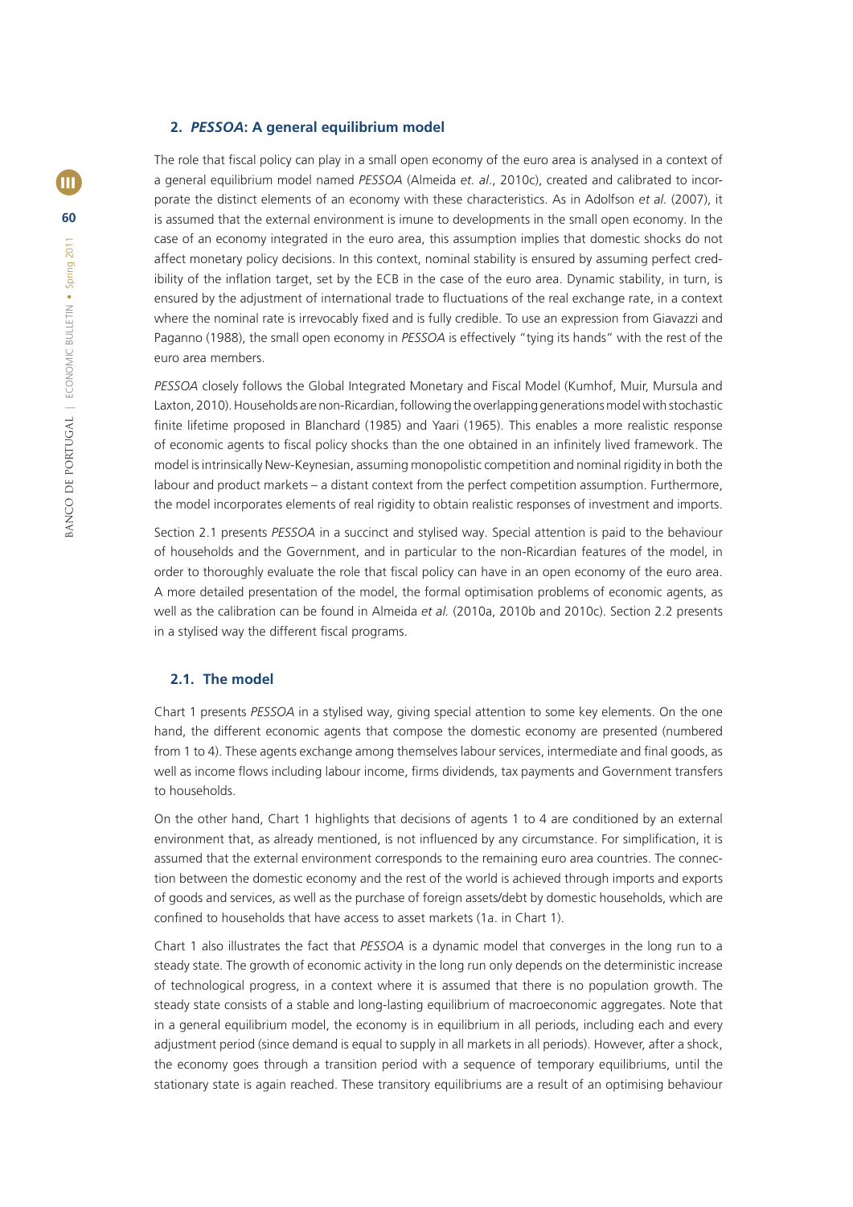## 2. *PESSOA*: A general equilibrium model

The role that fiscal policy can play in a small open economy of the euro area is analysed in a context of a general equilibrium model named *PESSOA* (Almeida *et. al.*, 2010c), created and calibrated to incorporate the distinct elements of an economy with these characteristics. As in Adolfson *et al.* (2007), it is assumed that the external environment is imune to developments in the small open economy. In the case of an economy integrated in the euro area, this assumption implies that domestic shocks do not affect monetary policy decisions. In this context, nominal stability is ensured by assuming perfect credibility of the inflation target, set by the ECB in the case of the euro area. Dynamic stability, in turn, is ensured by the adjustment of international trade to fluctuations of the real exchange rate, in a context where the nominal rate is irrevocably fixed and is fully credible. To use an expression from Giavazzi and Paganno (1988), the small open economy in *PESSOA* is effectively "tying its hands" with the rest of the euro area members.

*PESSOA* closely follows the Global Integrated Monetary and Fiscal Model (Kumhof, Muir, Mursula and Laxton, 2010). Households are non-Ricardian, following the overlapping generations model with stochastic finite lifetime proposed in Blanchard (1985) and Yaari (1965). This enables a more realistic response of economic agents to fiscal policy shocks than the one obtained in an infinitely lived framework. The model is intrinsically New-Keynesian, assuming monopolistic competition and nominal rigidity in both the labour and product markets – a distant context from the perfect competition assumption. Furthermore, the model incorporates elements of real rigidity to obtain realistic responses of investment and imports.

Section 2.1 presents *PESSOA* in a succinct and stylised way. Special attention is paid to the behaviour of households and the Government, and in particular to the non-Ricardian features of the model, in order to thoroughly evaluate the role that fiscal policy can have in an open economy of the euro area. A more detailed presentation of the model, the formal optimisation problems of economic agents, as well as the calibration can be found in Almeida *et al.* (2010a, 2010b and 2010c). Section 2.2 presents in a stylised way the different fiscal programs.

### 2.1. The model

Chart 1 presents *PESSOA* in a stylised way, giving special attention to some key elements. On the one hand, the different economic agents that compose the domestic economy are presented (numbered from 1 to 4). These agents exchange among themselves labour services, intermediate and final goods, as well as income flows including labour income, firms dividends, tax payments and Government transfers to households.

On the other hand, Chart 1 highlights that decisions of agents 1 to 4 are conditioned by an external environment that, as already mentioned, is not influenced by any circumstance. For simplification, it is assumed that the external environment corresponds to the remaining euro area countries. The connection between the domestic economy and the rest of the world is achieved through imports and exports of goods and services, as well as the purchase of foreign assets/debt by domestic households, which are confined to households that have access to asset markets (1a. in Chart 1).

Chart 1 also illustrates the fact that *PESSOA* is a dynamic model that converges in the long run to a steady state. The growth of economic activity in the long run only depends on the deterministic increase of technological progress, in a context where it is assumed that there is no population growth. The steady state consists of a stable and long-lasting equilibrium of macroeconomic aggregates. Note that in a general equilibrium model, the economy is in equilibrium in all periods, including each and every adjustment period (since demand is equal to supply in all markets in all periods). However, after a shock, the economy goes through a transition period with a sequence of temporary equilibriums, until the stationary state is again reached. These transitory equilibriums are a result of an optimising behaviour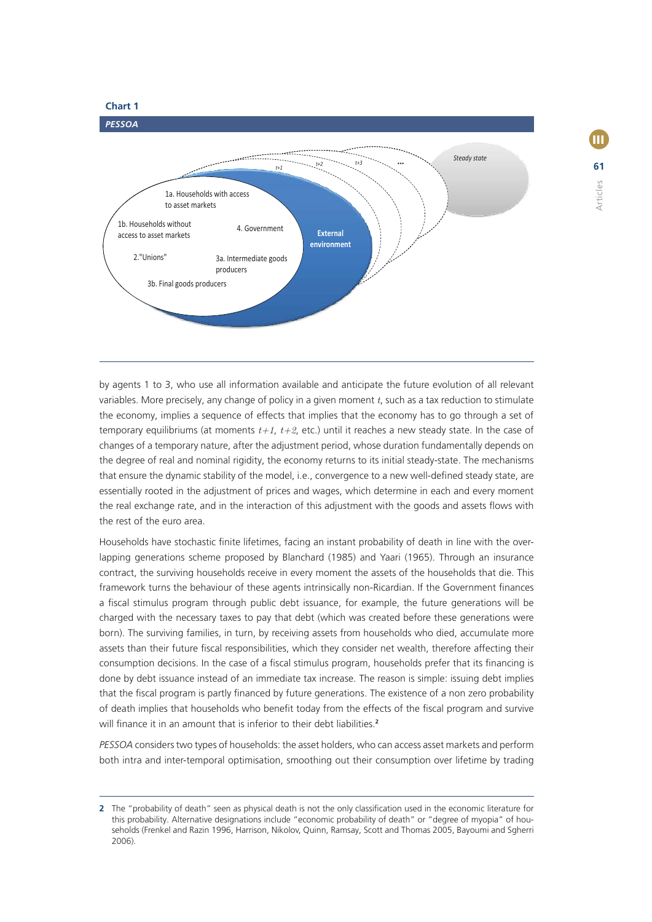**Chart 1**

***PESSOA***

1a. Households with access to asset markets

1b. Households without access to asset markets

2."Unions"

3a. Intermediate goods producers

3b. Final goods producers

4. Government

External environment

$t+1$ $t+2$ $t+3$ ... Steady state

by agents 1 to 3, who use all information available and anticipate the future evolution of all relevant variables. More precisely, any change of policy in a given moment $t$, such as a tax reduction to stimulate the economy, implies a sequence of effects that implies that the economy has to go through a set of temporary equilibriums (at moments $t+1$, $t+2$, etc.) until it reaches a new steady state. In the case of changes of a temporary nature, after the adjustment period, whose duration fundamentally depends on the degree of real and nominal rigidity, the economy returns to its initial steady-state. The mechanisms that ensure the dynamic stability of the model, i.e., convergence to a new well-defined steady state, are essentially rooted in the adjustment of prices and wages, which determine in each and every moment the real exchange rate, and in the interaction of this adjustment with the goods and assets flows with the rest of the euro area.

Households have stochastic finite lifetimes, facing an instant probability of death in line with the overlapping generations scheme proposed by Blanchard (1985) and Yaari (1965). Through an insurance contract, the surviving households receive in every moment the assets of the households that die. This framework turns the behaviour of these agents intrinsically non-Ricardian. If the Government finances a fiscal stimulus program through public debt issuance, for example, the future generations will be charged with the necessary taxes to pay that debt (which was created before these generations were born). The surviving families, in turn, by receiving assets from households who died, accumulate more assets than their future fiscal responsibilities, which they consider net wealth, therefore affecting their consumption decisions. In the case of a fiscal stimulus program, households prefer that its financing is done by debt issuance instead of an immediate tax increase. The reason is simple: issuing debt implies that the fiscal program is partly financed by future generations. The existence of a non zero probability of death implies that households who benefit today from the effects of the fiscal program and survive will finance it in an amount that is inferior to their debt liabilities.[2]

*PESSOA* considers two types of households: the asset holders, who can access asset markets and perform both intra and inter-temporal optimisation, smoothing out their consumption over lifetime by trading

---

2 The "probability of death" seen as physical death is not the only classification used in the economic literature for this probability. Alternative designations include "economic probability of death" or "degree of myopia" of households (Frenkel and Razin 1996, Harrison, Nikolov, Quinn, Ramsay, Scott and Thomas 2005, Bayoumi and Sgherri 2006).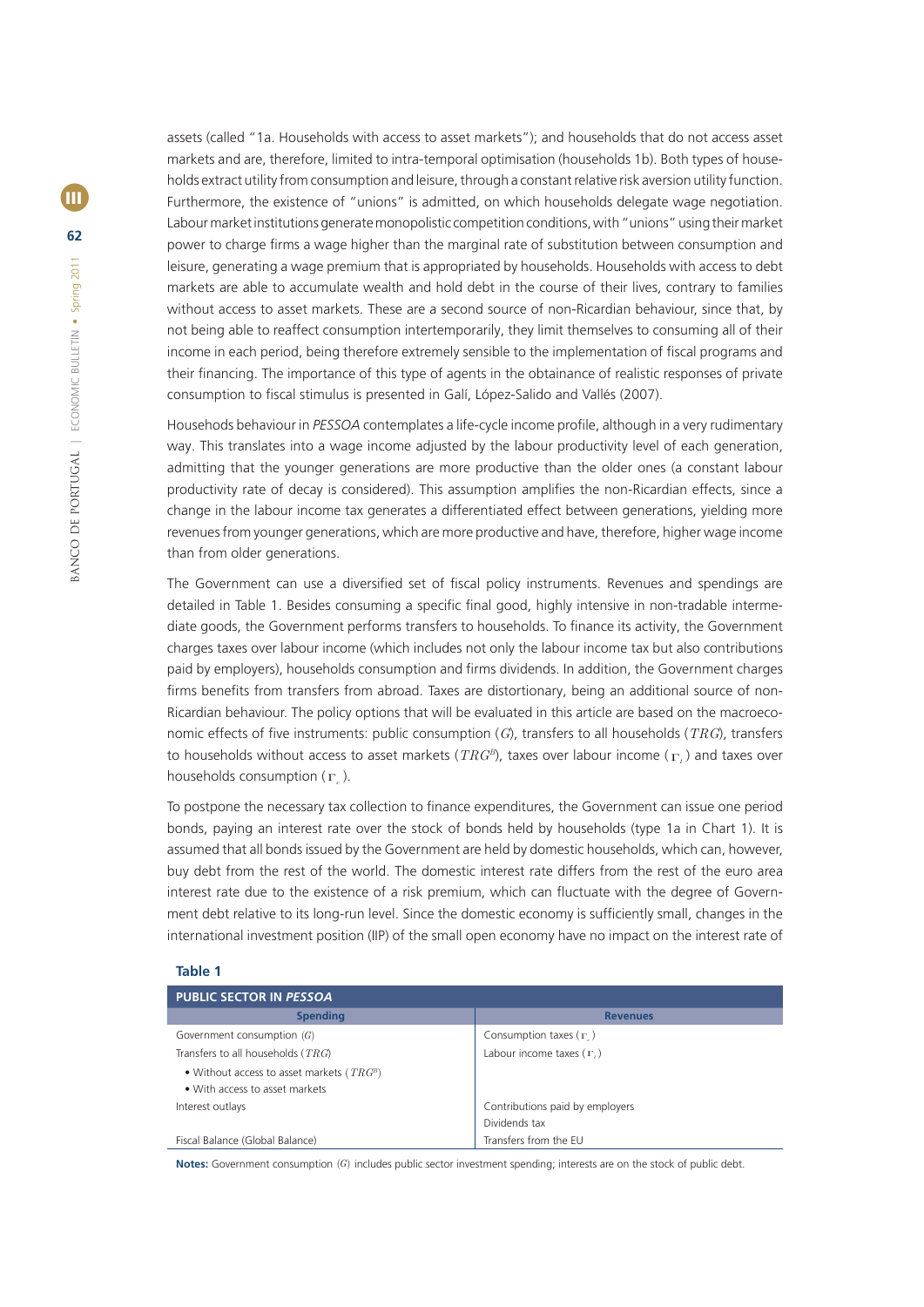assets (called "1a. Households with access to asset markets"); and households that do not access asset markets and are, therefore, limited to intra-temporal optimisation (households 1b). Both types of households extract utility from consumption and leisure, through a constant relative risk aversion utility function. Furthermore, the existence of "unions" is admitted, on which households delegate wage negotiation. Labour market institutions generate monopolistic competition conditions, with "unions" using their market power to charge firms a wage higher than the marginal rate of substitution between consumption and leisure, generating a wage premium that is appropriated by households. Households with access to debt markets are able to accumulate wealth and hold debt in the course of their lives, contrary to families without access to asset markets. These are a second source of non-Ricardian behaviour, since that, by not being able to reaffect consumption intertemporarily, they limit themselves to consuming all of their income in each period, being therefore extremely sensible to the implementation of fiscal programs and their financing. The importance of this type of agents in the obtainance of realistic responses of private consumption to fiscal stimulus is presented in Galí, López-Salido and Vallés (2007).

Households behaviour in *PESSOA* contemplates a life-cycle income profile, although in a very rudimentary way. This translates into a wage income adjusted by the labour productivity level of each generation, admitting that the younger generations are more productive than the older ones (a constant labour productivity rate of decay is considered). This assumption amplifies the non-Ricardian effects, since a change in the labour income tax generates a differentiated effect between generations, yielding more revenues from younger generations, which are more productive and have, therefore, higher wage income than from older generations.

The Government can use a diversified set of fiscal policy instruments. Revenues and spendings are detailed in Table 1. Besides consuming a specific final good, highly intensive in non-tradable intermediate goods, the Government performs transfers to households. To finance its activity, the Government charges taxes over labour income (which includes not only the labour income tax but also contributions paid by employers), households consumption and firms dividends. In addition, the Government charges firms benefits from transfers from abroad. Taxes are distortionary, being an additional source of non-Ricardian behaviour. The policy options that will be evaluated in this article are based on the macroeconomic effects of five instruments: public consumption ($G$), transfers to all households ($TRG$), transfers to households without access to asset markets ($TRG^B$), taxes over labour income ($\tau_l$) and taxes over households consumption ($\tau_c$).

To postpone the necessary tax collection to finance expenditures, the Government can issue one period bonds, paying an interest rate over the stock of bonds held by households (type 1a in Chart 1). It is assumed that all bonds issued by the Government are held by domestic households, which can, however, buy debt from the rest of the world. The domestic interest rate differs from the rest of the euro area interest rate due to the existence of a risk premium, which can fluctuate with the degree of Government debt relative to its long-run level. Since the domestic economy is sufficiently small, changes in the international investment position (IIP) of the small open economy have no impact on the interest rate of

**Table 1**

| PUBLIC SECTOR IN *PESSOA* | |
|---|---|
| **Spending** | **Revenues** |
| Government consumption ($G$) | Consumption taxes ($\tau_c$) |
| Transfers to all households ($TRG$) | Labour income taxes ($\tau_l$) |
| • Without access to asset markets ($TRG^B$) | |
| • With access to asset markets | |
| Interest outlays | Contributions paid by employers |
| | Dividends tax |
| Fiscal Balance (Global Balance) | Transfers from the EU |

**Notes:** Government consumption ($G$) includes public sector investment spending; interests are on the stock of public debt.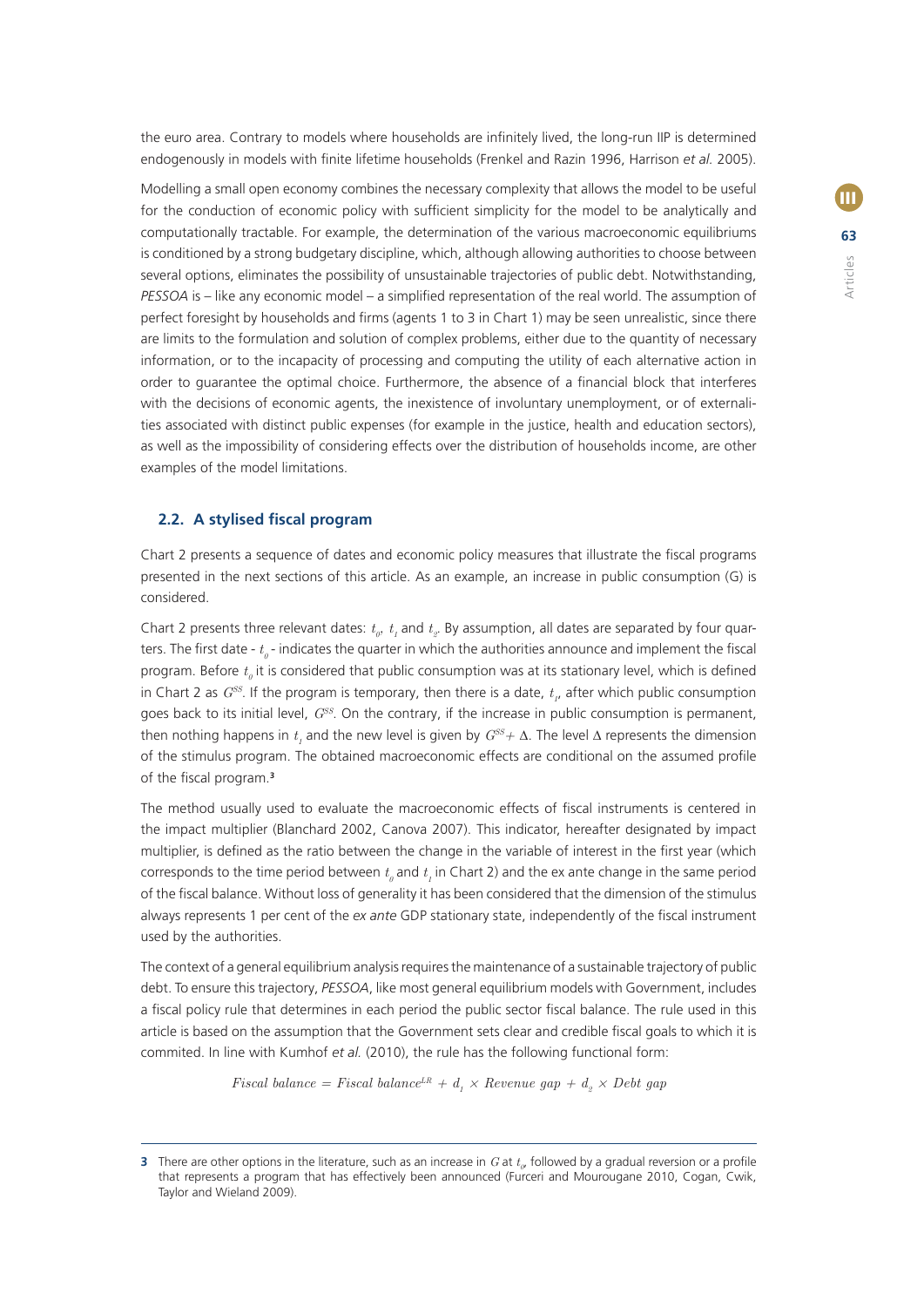the euro area. Contrary to models where households are infinitely lived, the long-run IIP is determined endogenously in models with finite lifetime households (Frenkel and Razin 1996, Harrison *et al.* 2005).

Modelling a small open economy combines the necessary complexity that allows the model to be useful for the conduction of economic policy with sufficient simplicity for the model to be analytically and computationally tractable. For example, the determination of the various macroeconomic equilibriums is conditioned by a strong budgetary discipline, which, although allowing authorities to choose between several options, eliminates the possibility of unsustainable trajectories of public debt. Notwithstanding, *PESSOA* is – like any economic model – a simplified representation of the real world. The assumption of perfect foresight by households and firms (agents 1 to 3 in Chart 1) may be seen unrealistic, since there are limits to the formulation and solution of complex problems, either due to the quantity of necessary information, or to the incapacity of processing and computing the utility of each alternative action in order to guarantee the optimal choice. Furthermore, the absence of a financial block that interferes with the decisions of economic agents, the inexistence of involuntary unemployment, or of externalities associated with distinct public expenses (for example in the justice, health and education sectors), as well as the impossibility of considering effects over the distribution of households income, are other examples of the model limitations.

### 2.2. A stylised fiscal program

Chart 2 presents a sequence of dates and economic policy measures that illustrate the fiscal programs presented in the next sections of this article. As an example, an increase in public consumption (G) is considered.

Chart 2 presents three relevant dates: $t_0$, $t_1$ and $t_2$. By assumption, all dates are separated by four quarters. The first date - $t_0$ - indicates the quarter in which the authorities announce and implement the fiscal program. Before $t_0$ it is considered that public consumption was at its stationary level, which is defined in Chart 2 as $G^{SS}$. If the program is temporary, then there is a date, $t_1$, after which public consumption goes back to its initial level, $G^{SS}$. On the contrary, if the increase in public consumption is permanent, then nothing happens in $t_1$ and the new level is given by $G^{SS} + \Delta$. The level $\Delta$ represents the dimension of the stimulus program. The obtained macroeconomic effects are conditional on the assumed profile of the fiscal program.[3]

The method usually used to evaluate the macroeconomic effects of fiscal instruments is centered in the impact multiplier (Blanchard 2002, Canova 2007). This indicator, hereafter designated by impact multiplier, is defined as the ratio between the change in the variable of interest in the first year (which corresponds to the time period between $t_0$ and $t_1$ in Chart 2) and the ex ante change in the same period of the fiscal balance. Without loss of generality it has been considered that the dimension of the stimulus always represents 1 per cent of the *ex ante* GDP stationary state, independently of the fiscal instrument used by the authorities.

The context of a general equilibrium analysis requires the maintenance of a sustainable trajectory of public debt. To ensure this trajectory, *PESSOA*, like most general equilibrium models with Government, includes a fiscal policy rule that determines in each period the public sector fiscal balance. The rule used in this article is based on the assumption that the Government sets clear and credible fiscal goals to which it is commited. In line with Kumhof *et al.* (2010), the rule has the following functional form:

$$Fiscal\ balance = Fiscal\ balance^{LR} + d_1 \times Revenue\ gap + d_2 \times Debt\ gap$$

---

3 There are other options in the literature, such as an increase in $G$ at $t_0$, followed by a gradual reversion or a profile that represents a program that has effectively been announced (Furceri and Mourougane 2010, Cogan, Cwik, Taylor and Wieland 2009).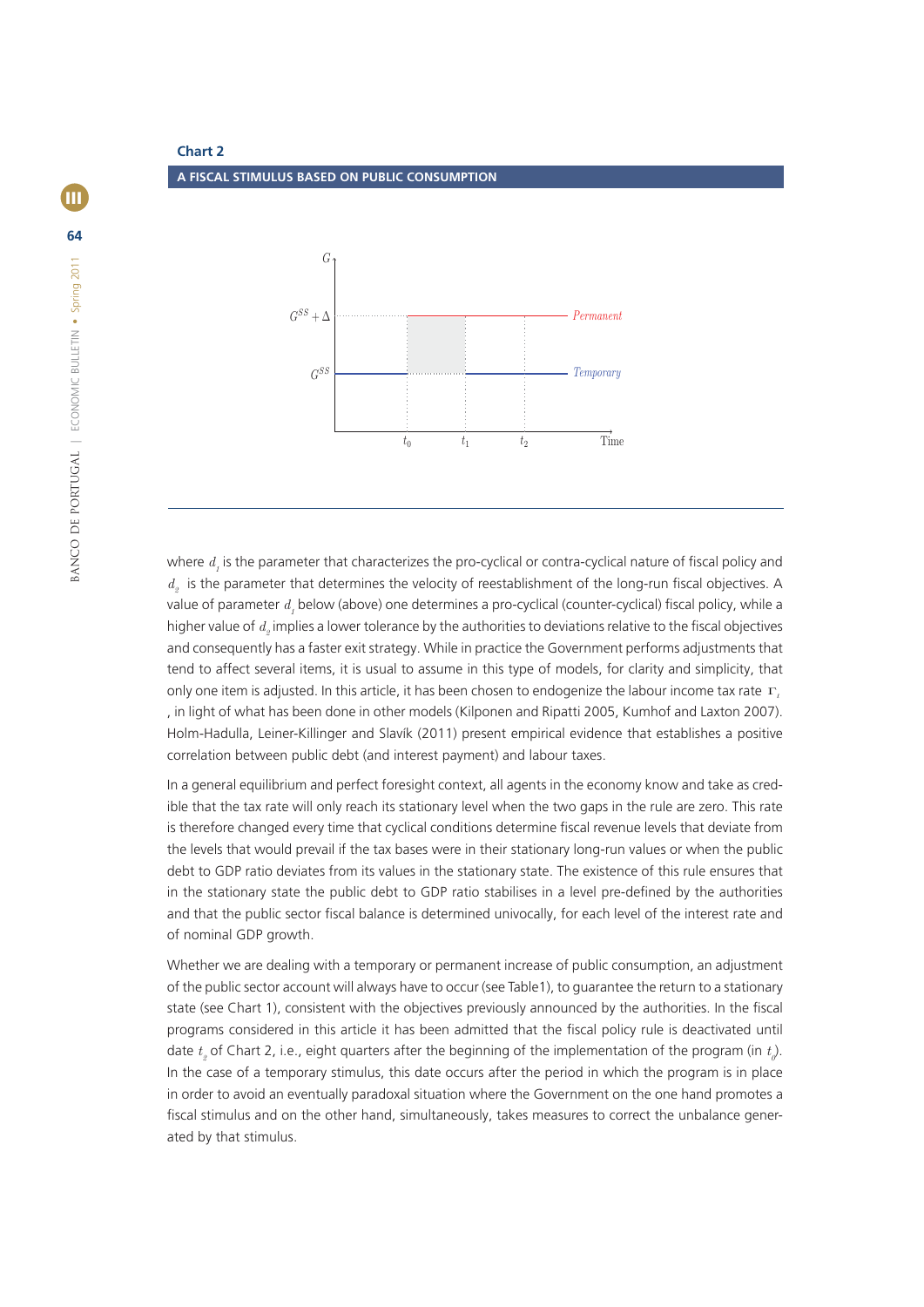**Chart 2**

**A FISCAL STIMULUS BASED ON PUBLIC CONSUMPTION**

where $d_1$ is the parameter that characterizes the pro-cyclical or contra-cyclical nature of fiscal policy and $d_2$ is the parameter that determines the velocity of reestablishment of the long-run fiscal objectives. A value of parameter $d_1$ below (above) one determines a pro-cyclical (counter-cyclical) fiscal policy, while a higher value of $d_2$ implies a lower tolerance by the authorities to deviations relative to the fiscal objectives and consequently has a faster exit strategy. While in practice the Government performs adjustments that tend to affect several items, it is usual to assume in this type of models, for clarity and simplicity, that only one item is adjusted. In this article, it has been chosen to endogenize the labour income tax rate $\Gamma_t$, in light of what has been done in other models (Kilponen and Ripatti 2005, Kumhof and Laxton 2007). Holm-Hadulla, Leiner-Killinger and Slavík (2011) present empirical evidence that establishes a positive correlation between public debt (and interest payment) and labour taxes.

In a general equilibrium and perfect foresight context, all agents in the economy know and take as credible that the tax rate will only reach its stationary level when the two gaps in the rule are zero. This rate is therefore changed every time that cyclical conditions determine fiscal revenue levels that deviate from the levels that would prevail if the tax bases were in their stationary long-run values or when the public debt to GDP ratio deviates from its values in the stationary state. The existence of this rule ensures that in the stationary state the public debt to GDP ratio stabilises in a level pre-defined by the authorities and that the public sector fiscal balance is determined univocally, for each level of the interest rate and of nominal GDP growth.

Whether we are dealing with a temporary or permanent increase of public consumption, an adjustment of the public sector account will always have to occur (see Table1), to guarantee the return to a stationary state (see Chart 1), consistent with the objectives previously announced by the authorities. In the fiscal programs considered in this article it has been admitted that the fiscal policy rule is deactivated until date $t_2$ of Chart 2, i.e., eight quarters after the beginning of the implementation of the program (in $t_0$). In the case of a temporary stimulus, this date occurs after the period in which the program is in place in order to avoid an eventually paradoxal situation where the Government on the one hand promotes a fiscal stimulus and on the other hand, simultaneously, takes measures to correct the unbalance generated by that stimulus.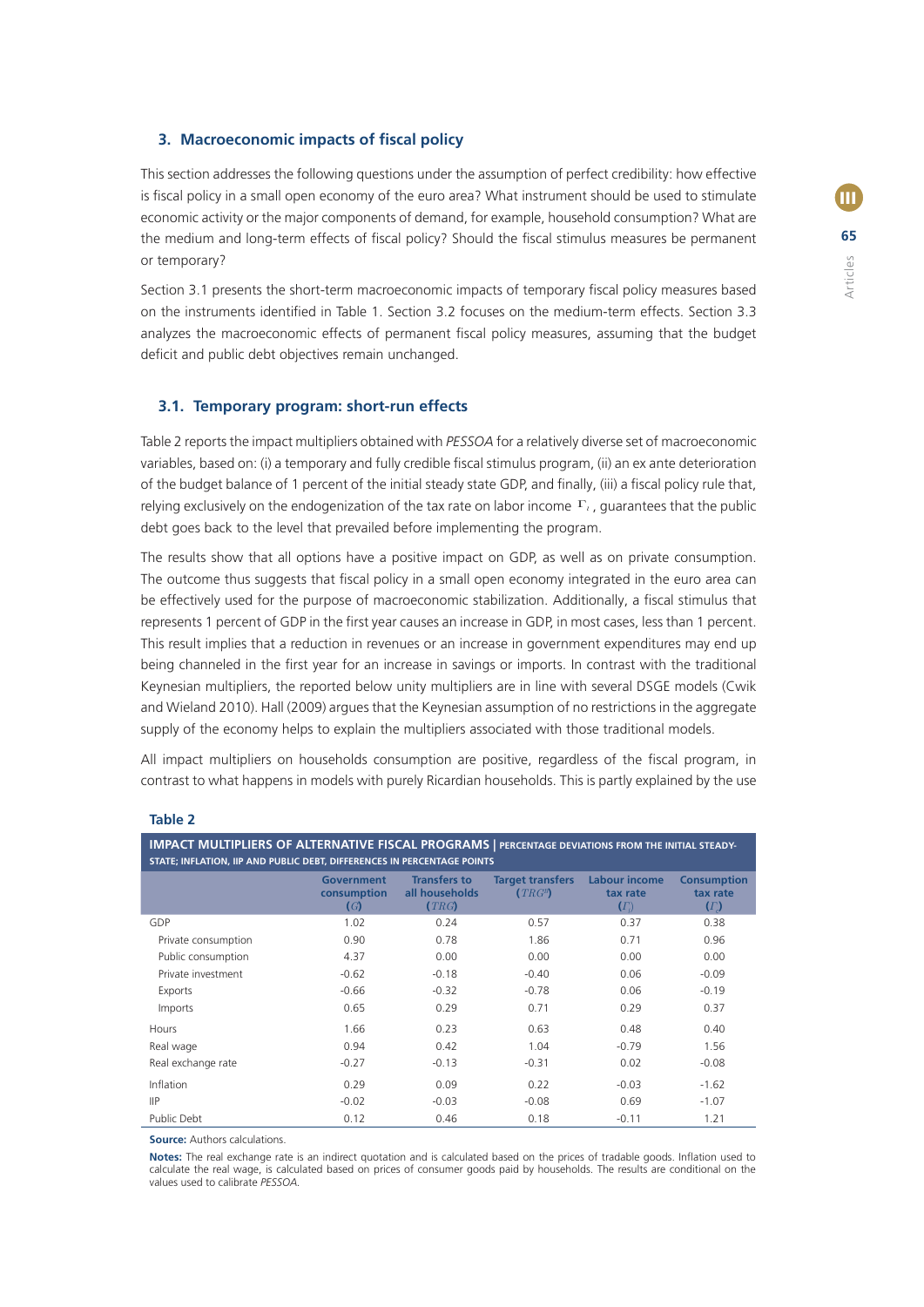## 3. Macroeconomic impacts of fiscal policy

This section addresses the following questions under the assumption of perfect credibility: how effective is fiscal policy in a small open economy of the euro area? What instrument should be used to stimulate economic activity or the major components of demand, for example, household consumption? What are the medium and long-term effects of fiscal policy? Should the fiscal stimulus measures be permanent or temporary?

Section 3.1 presents the short-term macroeconomic impacts of temporary fiscal policy measures based on the instruments identified in Table 1. Section 3.2 focuses on the medium-term effects. Section 3.3 analyzes the macroeconomic effects of permanent fiscal policy measures, assuming that the budget deficit and public debt objectives remain unchanged.

### 3.1. Temporary program: short-run effects

Table 2 reports the impact multipliers obtained with *PESSOA* for a relatively diverse set of macroeconomic variables, based on: (i) a temporary and fully credible fiscal stimulus program, (ii) an ex ante deterioration of the budget balance of 1 percent of the initial steady state GDP, and finally, (iii) a fiscal policy rule that, relying exclusively on the endogenization of the tax rate on labor income $\Gamma_l$, guarantees that the public debt goes back to the level that prevailed before implementing the program.

The results show that all options have a positive impact on GDP, as well as on private consumption. The outcome thus suggests that fiscal policy in a small open economy integrated in the euro area can be effectively used for the purpose of macroeconomic stabilization. Additionally, a fiscal stimulus that represents 1 percent of GDP in the first year causes an increase in GDP, in most cases, less than 1 percent. This result implies that a reduction in revenues or an increase in government expenditures may end up being channeled in the first year for an increase in savings or imports. In contrast with the traditional Keynesian multipliers, the reported below unity multipliers are in line with several DSGE models (Cwik and Wieland 2010). Hall (2009) argues that the Keynesian assumption of no restrictions in the aggregate supply of the economy helps to explain the multipliers associated with those traditional models.

All impact multipliers on households consumption are positive, regardless of the fiscal program, in contrast to what happens in models with purely Ricardian households. This is partly explained by the use

**Table 2**

**IMPACT MULTIPLIERS OF ALTERNATIVE FISCAL PROGRAMS** | PERCENTAGE DEVIATIONS FROM THE INITIAL STEADY-STATE; INFLATION, IIP AND PUBLIC DEBT, DIFFERENCES IN PERCENTAGE POINTS

| | Government consumption ($G$) | Transfers to all households ($TRG$) | Target transfers ($TRG^p$) | Labour income tax rate ($\Gamma_l$) | Consumption tax rate ($\Gamma_c$) |
|---|---|---|---|---|---|
| GDP | 1.02 | 0.24 | 0.57 | 0.37 | 0.38 |
| Private consumption | 0.90 | 0.78 | 1.86 | 0.71 | 0.96 |
| Public consumption | 4.37 | 0.00 | 0.00 | 0.00 | 0.00 |
| Private investment | -0.62 | -0.18 | -0.40 | 0.06 | -0.09 |
| Exports | -0.66 | -0.32 | -0.78 | 0.06 | -0.19 |
| Imports | 0.65 | 0.29 | 0.71 | 0.29 | 0.37 |
| Hours | 1.66 | 0.23 | 0.63 | 0.48 | 0.40 |
| Real wage | 0.94 | 0.42 | 1.04 | -0.79 | 1.56 |
| Real exchange rate | -0.27 | -0.13 | -0.31 | 0.02 | -0.08 |
| Inflation | 0.29 | 0.09 | 0.22 | -0.03 | -1.62 |
| IIP | -0.02 | -0.03 | -0.08 | 0.69 | -1.07 |
| Public Debt | 0.12 | 0.46 | 0.18 | -0.11 | 1.21 |

**Source:** Authors calculations.

**Notes:** The real exchange rate is an indirect quotation and is calculated based on the prices of tradable goods. Inflation used to calculate the real wage, is calculated based on prices of consumer goods paid by households. The results are conditional on the values used to calibrate *PESSOA*.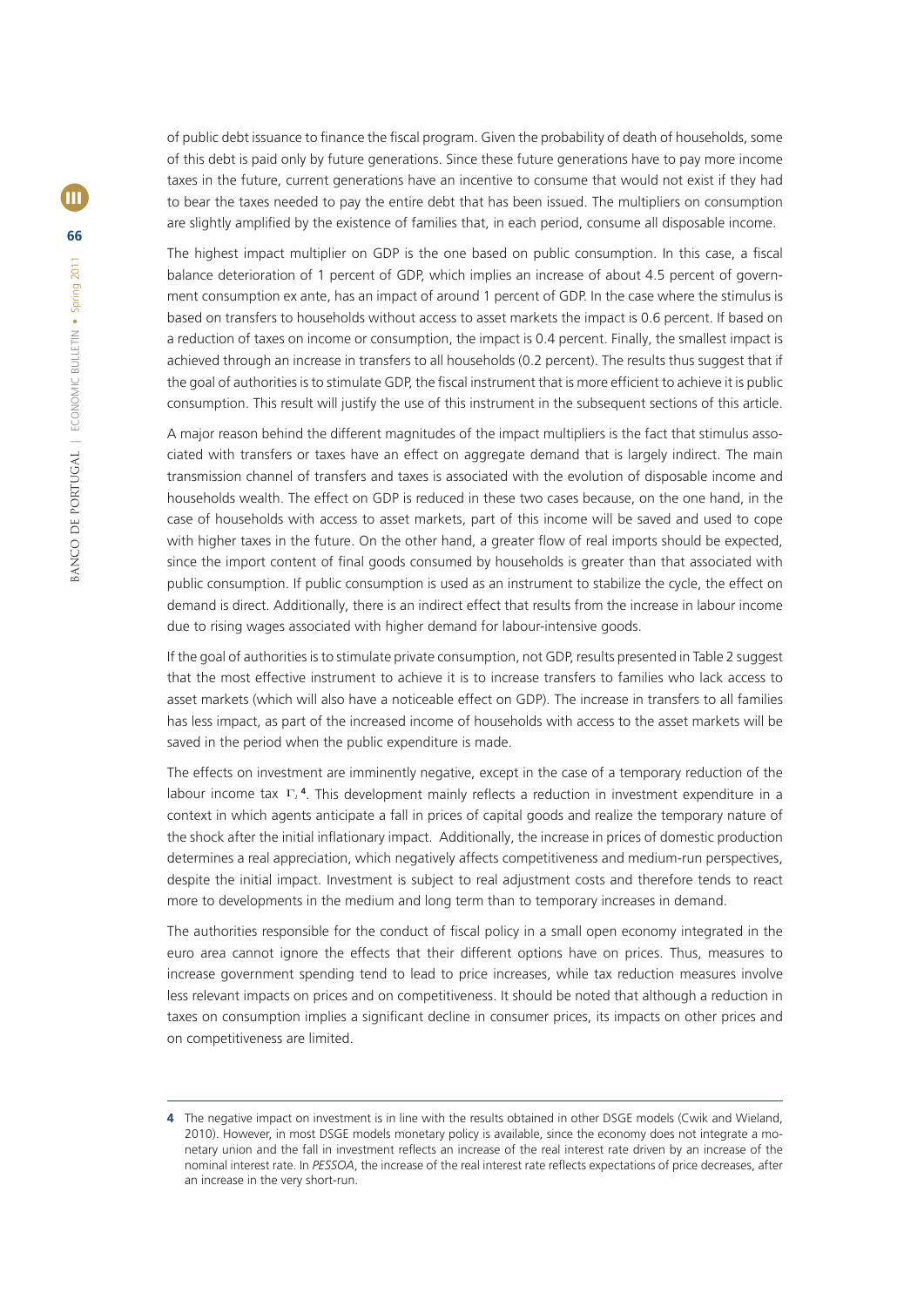of public debt issuance to finance the fiscal program. Given the probability of death of households, some of this debt is paid only by future generations. Since these future generations have to pay more income taxes in the future, current generations have an incentive to consume that would not exist if they had to bear the taxes needed to pay the entire debt that has been issued. The multipliers on consumption are slightly amplified by the existence of families that, in each period, consume all disposable income.

The highest impact multiplier on GDP is the one based on public consumption. In this case, a fiscal balance deterioration of 1 percent of GDP, which implies an increase of about 4.5 percent of government consumption ex ante, has an impact of around 1 percent of GDP. In the case where the stimulus is based on transfers to households without access to asset markets the impact is 0.6 percent. If based on a reduction of taxes on income or consumption, the impact is 0.4 percent. Finally, the smallest impact is achieved through an increase in transfers to all households (0.2 percent). The results thus suggest that if the goal of authorities is to stimulate GDP, the fiscal instrument that is more efficient to achieve it is public consumption. This result will justify the use of this instrument in the subsequent sections of this article.

A major reason behind the different magnitudes of the impact multipliers is the fact that stimulus associated with transfers or taxes have an effect on aggregate demand that is largely indirect. The main transmission channel of transfers and taxes is associated with the evolution of disposable income and households wealth. The effect on GDP is reduced in these two cases because, on the one hand, in the case of households with access to asset markets, part of this income will be saved and used to cope with higher taxes in the future. On the other hand, a greater flow of real imports should be expected, since the import content of final goods consumed by households is greater than that associated with public consumption. If public consumption is used as an instrument to stabilize the cycle, the effect on demand is direct. Additionally, there is an indirect effect that results from the increase in labour income due to rising wages associated with higher demand for labour-intensive goods.

If the goal of authorities is to stimulate private consumption, not GDP, results presented in Table 2 suggest that the most effective instrument to achieve it is to increase transfers to families who lack access to asset markets (which will also have a noticeable effect on GDP). The increase in transfers to all families has less impact, as part of the increased income of households with access to the asset markets will be saved in the period when the public expenditure is made.

The effects on investment are imminently negative, except in the case of a temporary reduction of the labour income tax $\Gamma_t$[4]. This development mainly reflects a reduction in investment expenditure in a context in which agents anticipate a fall in prices of capital goods and realize the temporary nature of the shock after the initial inflationary impact. Additionally, the increase in prices of domestic production determines a real appreciation, which negatively affects competitiveness and medium-run perspectives, despite the initial impact. Investment is subject to real adjustment costs and therefore tends to react more to developments in the medium and long term than to temporary increases in demand.

The authorities responsible for the conduct of fiscal policy in a small open economy integrated in the euro area cannot ignore the effects that their different options have on prices. Thus, measures to increase government spending tend to lead to price increases, while tax reduction measures involve less relevant impacts on prices and on competitiveness. It should be noted that although a reduction in taxes on consumption implies a significant decline in consumer prices, its impacts on other prices and on competitiveness are limited.

---

4 The negative impact on investment is in line with the results obtained in other DSGE models (Cwik and Wieland, 2010). However, in most DSGE models monetary policy is available, since the economy does not integrate a monetary union and the fall in investment reflects an increase of the real interest rate driven by an increase of the nominal interest rate. In *PESSOA*, the increase of the real interest rate reflects expectations of price decreases, after an increase in the very short-run.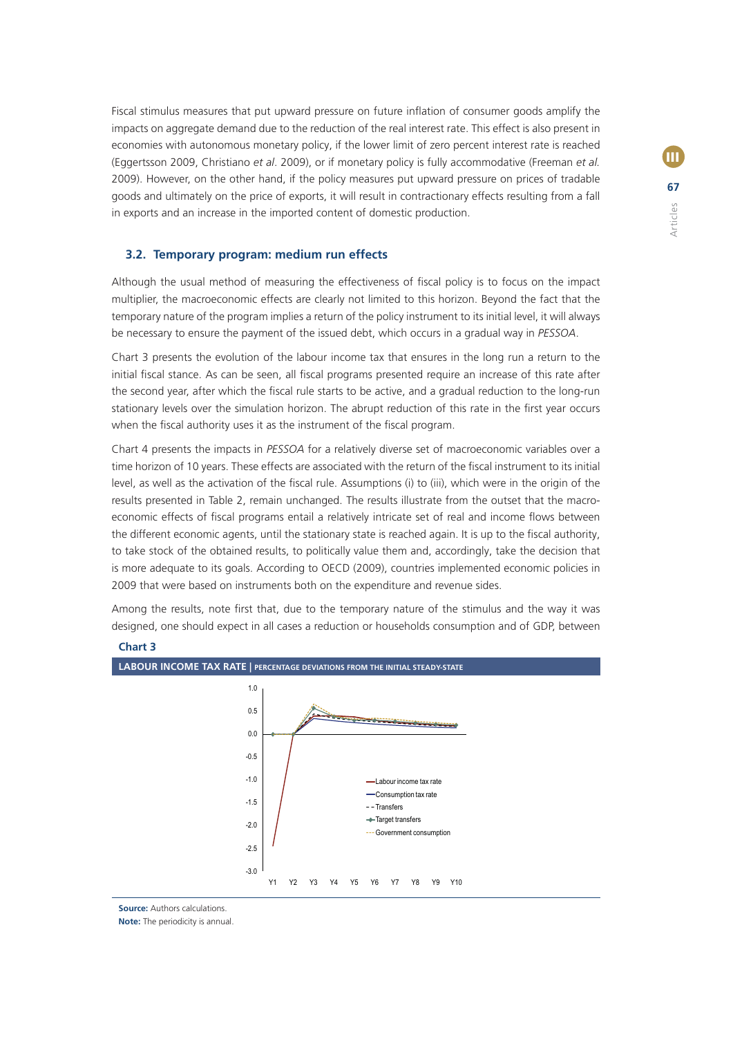Fiscal stimulus measures that put upward pressure on future inflation of consumer goods amplify the impacts on aggregate demand due to the reduction of the real interest rate. This effect is also present in economies with autonomous monetary policy, if the lower limit of zero percent interest rate is reached (Eggertsson 2009, Christiano *et al*. 2009), or if monetary policy is fully accommodative (Freeman *et al.* 2009). However, on the other hand, if the policy measures put upward pressure on prices of tradable goods and ultimately on the price of exports, it will result in contractionary effects resulting from a fall in exports and an increase in the imported content of domestic production.

### 3.2. Temporary program: medium run effects

Although the usual method of measuring the effectiveness of fiscal policy is to focus on the impact multiplier, the macroeconomic effects are clearly not limited to this horizon. Beyond the fact that the temporary nature of the program implies a return of the policy instrument to its initial level, it will always be necessary to ensure the payment of the issued debt, which occurs in a gradual way in *PESSOA*.

Chart 3 presents the evolution of the labour income tax that ensures in the long run a return to the initial fiscal stance. As can be seen, all fiscal programs presented require an increase of this rate after the second year, after which the fiscal rule starts to be active, and a gradual reduction to the long-run stationary levels over the simulation horizon. The abrupt reduction of this rate in the first year occurs when the fiscal authority uses it as the instrument of the fiscal program.

Chart 4 presents the impacts in *PESSOA* for a relatively diverse set of macroeconomic variables over a time horizon of 10 years. These effects are associated with the return of the fiscal instrument to its initial level, as well as the activation of the fiscal rule. Assumptions (i) to (iii), which were in the origin of the results presented in Table 2, remain unchanged. The results illustrate from the outset that the macro-economic effects of fiscal programs entail a relatively intricate set of real and income flows between the different economic agents, until the stationary state is reached again. It is up to the fiscal authority, to take stock of the obtained results, to politically value them and, accordingly, take the decision that is more adequate to its goals. According to OECD (2009), countries implemented economic policies in 2009 that were based on instruments both on the expenditure and revenue sides.

Among the results, note first that, due to the temporary nature of the stimulus and the way it was designed, one should expect in all cases a reduction or households consumption and of GDP, between

**Chart 3**

**LABOUR INCOME TAX RATE | PERCENTAGE DEVIATIONS FROM THE INITIAL STEADY-STATE**

**Source:** Authors calculations.
**Note:** The periodicity is annual.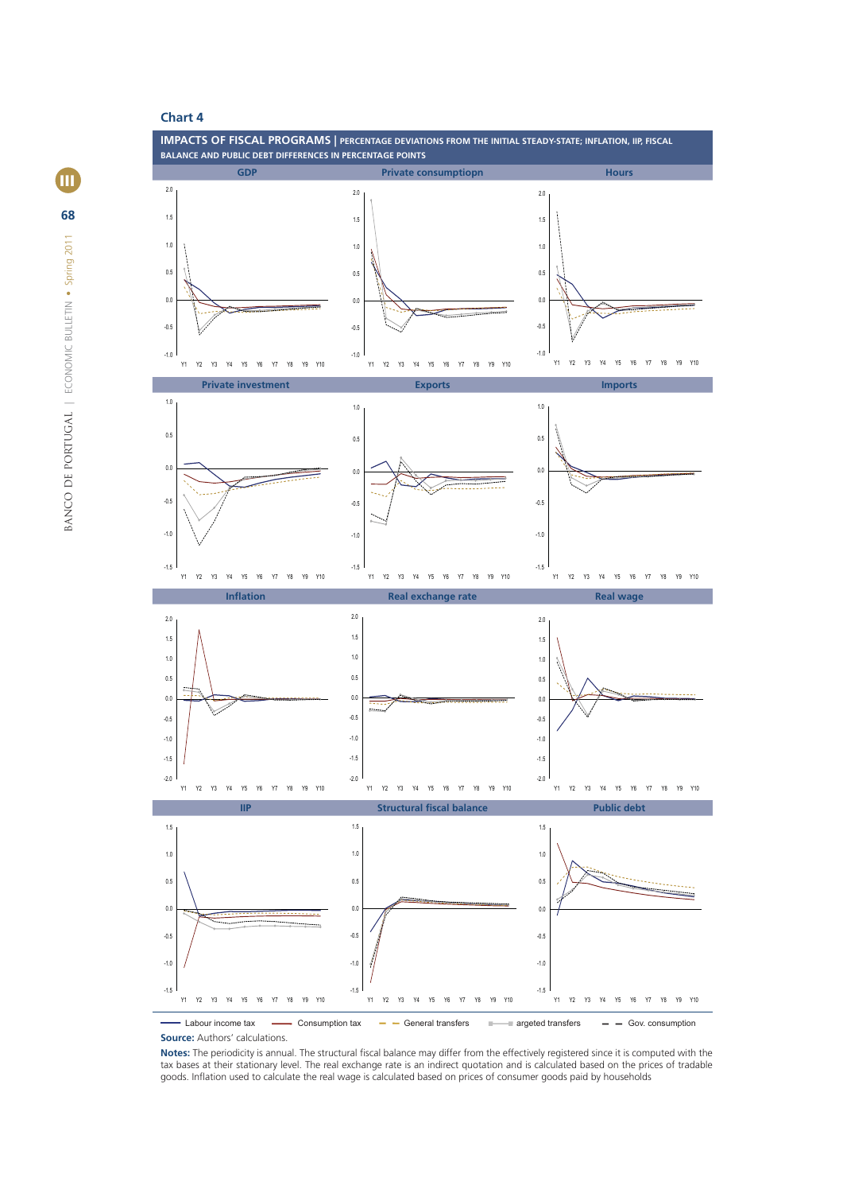## Chart 4

**IMPACTS OF FISCAL PROGRAMS** | PERCENTAGE DEVIATIONS FROM THE INITIAL STEADY-STATE; INFLATION, IIP, FISCAL BALANCE AND PUBLIC DEBT DIFFERENCES IN PERCENTAGE POINTS

GDP | Private consumptiopn | Hours | Private investment | Exports | Imports | Inflation | Real exchange rate | Real wage | IIP | Structural fiscal balance | Public debt

Labour income tax — Consumption tax — General transfers — argeted transfers — Gov. consumption

**Source:** Authors' calculations.

**Notes:** The periodicity is annual. The structural fiscal balance may differ from the effectively registered since it is computed with the tax bases at their stationary level. The real exchange rate is an indirect quotation and is calculated based on the prices of tradable goods. Inflation used to calculate the real wage is calculated based on prices of consumer goods paid by households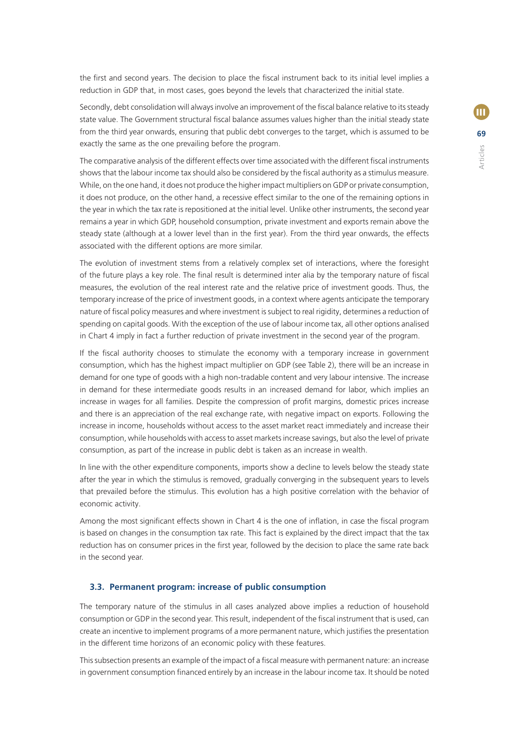the first and second years. The decision to place the fiscal instrument back to its initial level implies a reduction in GDP that, in most cases, goes beyond the levels that characterized the initial state.

Secondly, debt consolidation will always involve an improvement of the fiscal balance relative to its steady state value. The Government structural fiscal balance assumes values higher than the initial steady state from the third year onwards, ensuring that public debt converges to the target, which is assumed to be exactly the same as the one prevailing before the program.

The comparative analysis of the different effects over time associated with the different fiscal instruments shows that the labour income tax should also be considered by the fiscal authority as a stimulus measure. While, on the one hand, it does not produce the higher impact multipliers on GDP or private consumption, it does not produce, on the other hand, a recessive effect similar to the one of the remaining options in the year in which the tax rate is repositioned at the initial level. Unlike other instruments, the second year remains a year in which GDP, household consumption, private investment and exports remain above the steady state (although at a lower level than in the first year). From the third year onwards, the effects associated with the different options are more similar.

The evolution of investment stems from a relatively complex set of interactions, where the foresight of the future plays a key role. The final result is determined inter alia by the temporary nature of fiscal measures, the evolution of the real interest rate and the relative price of investment goods. Thus, the temporary increase of the price of investment goods, in a context where agents anticipate the temporary nature of fiscal policy measures and where investment is subject to real rigidity, determines a reduction of spending on capital goods. With the exception of the use of labour income tax, all other options analised in Chart 4 imply in fact a further reduction of private investment in the second year of the program.

If the fiscal authority chooses to stimulate the economy with a temporary increase in government consumption, which has the highest impact multiplier on GDP (see Table 2), there will be an increase in demand for one type of goods with a high non-tradable content and very labour intensive. The increase in demand for these intermediate goods results in an increased demand for labor, which implies an increase in wages for all families. Despite the compression of profit margins, domestic prices increase and there is an appreciation of the real exchange rate, with negative impact on exports. Following the increase in income, households without access to the asset market react immediately and increase their consumption, while households with access to asset markets increase savings, but also the level of private consumption, as part of the increase in public debt is taken as an increase in wealth.

In line with the other expenditure components, imports show a decline to levels below the steady state after the year in which the stimulus is removed, gradually converging in the subsequent years to levels that prevailed before the stimulus. This evolution has a high positive correlation with the behavior of economic activity.

Among the most significant effects shown in Chart 4 is the one of inflation, in case the fiscal program is based on changes in the consumption tax rate. This fact is explained by the direct impact that the tax reduction has on consumer prices in the first year, followed by the decision to place the same rate back in the second year.

### 3.3. Permanent program: increase of public consumption

The temporary nature of the stimulus in all cases analyzed above implies a reduction of household consumption or GDP in the second year. This result, independent of the fiscal instrument that is used, can create an incentive to implement programs of a more permanent nature, which justifies the presentation in the different time horizons of an economic policy with these features.

This subsection presents an example of the impact of a fiscal measure with permanent nature: an increase in government consumption financed entirely by an increase in the labour income tax. It should be noted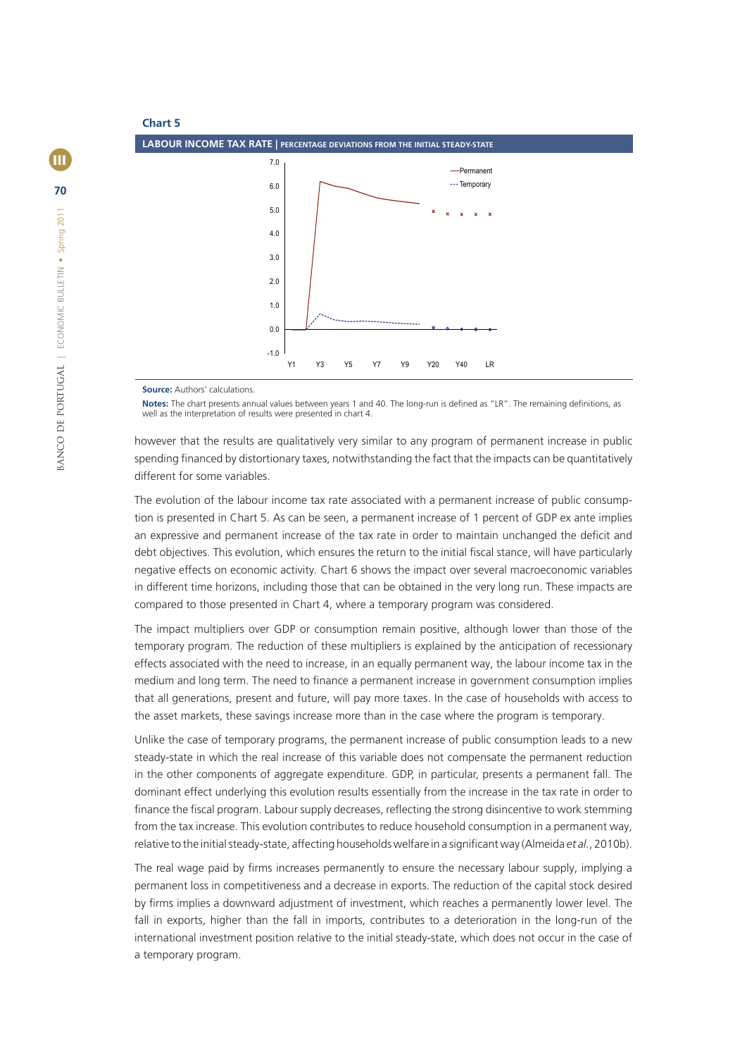**Chart 5**

**LABOUR INCOME TAX RATE | PERCENTAGE DEVIATIONS FROM THE INITIAL STEADY-STATE**

**Source:** Authors' calculations.

**Notes:** The chart presents annual values between years 1 and 40. The long-run is defined as "LR". The remaining definitions, as well as the interpretation of results were presented in chart 4.

however that the results are qualitatively very similar to any program of permanent increase in public spending financed by distortionary taxes, notwithstanding the fact that the impacts can be quantitatively different for some variables.

The evolution of the labour income tax rate associated with a permanent increase of public consumption is presented in Chart 5. As can be seen, a permanent increase of 1 percent of GDP ex ante implies an expressive and permanent increase of the tax rate in order to maintain unchanged the deficit and debt objectives. This evolution, which ensures the return to the initial fiscal stance, will have particularly negative effects on economic activity. Chart 6 shows the impact over several macroeconomic variables in different time horizons, including those that can be obtained in the very long run. These impacts are compared to those presented in Chart 4, where a temporary program was considered.

The impact multipliers over GDP or consumption remain positive, although lower than those of the temporary program. The reduction of these multipliers is explained by the anticipation of recessionary effects associated with the need to increase, in an equally permanent way, the labour income tax in the medium and long term. The need to finance a permanent increase in government consumption implies that all generations, present and future, will pay more taxes. In the case of households with access to the asset markets, these savings increase more than in the case where the program is temporary.

Unlike the case of temporary programs, the permanent increase of public consumption leads to a new steady-state in which the real increase of this variable does not compensate the permanent reduction in the other components of aggregate expenditure. GDP, in particular, presents a permanent fall. The dominant effect underlying this evolution results essentially from the increase in the tax rate in order to finance the fiscal program. Labour supply decreases, reflecting the strong disincentive to work stemming from the tax increase. This evolution contributes to reduce household consumption in a permanent way, relative to the initial steady-state, affecting households welfare in a significant way (Almeida *et al.*, 2010b).

The real wage paid by firms increases permanently to ensure the necessary labour supply, implying a permanent loss in competitiveness and a decrease in exports. The reduction of the capital stock desired by firms implies a downward adjustment of investment, which reaches a permanently lower level. The fall in exports, higher than the fall in imports, contributes to a deterioration in the long-run of the international investment position relative to the initial steady-state, which does not occur in the case of a temporary program.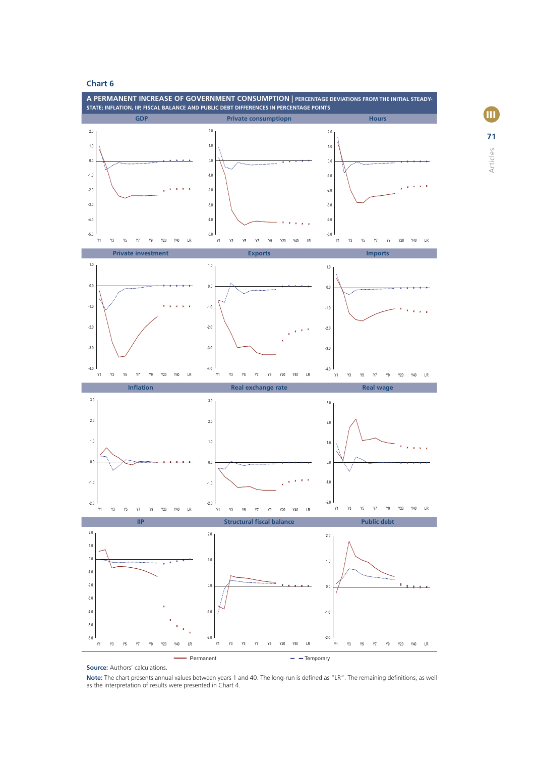## Chart 6

**A PERMANENT INCREASE OF GOVERNMENT CONSUMPTION | PERCENTAGE DEVIATIONS FROM THE INITIAL STEADY-STATE; INFLATION, IIP, FISCAL BALANCE AND PUBLIC DEBT DIFFERENCES IN PERCENTAGE POINTS**

GDP | Private consumptiopn | Hours

Private investment | Exports | Imports

Inflation | Real exchange rate | Real wage

IIP | Structural fiscal balance | Public debt

Permanent — Temporary

**Source:** Authors' calculations.

**Note:** The chart presents annual values between years 1 and 40. The long-run is defined as "LR". The remaining definitions, as well as the interpretation of results were presented in Chart 4.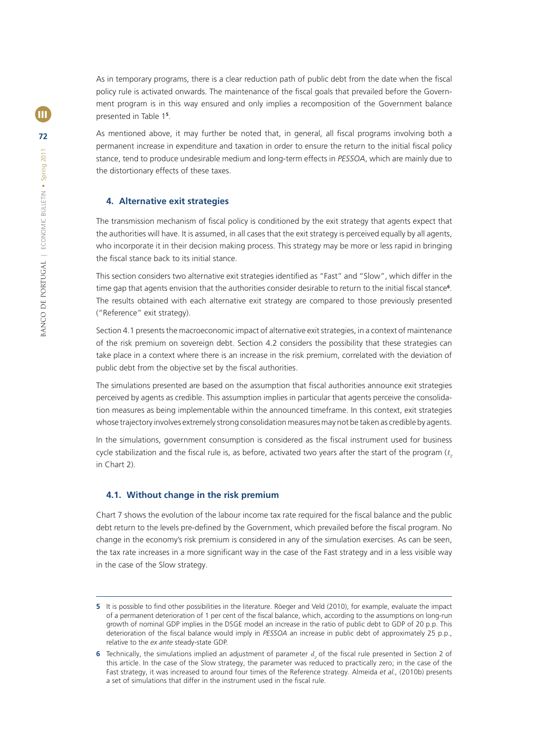As in temporary programs, there is a clear reduction path of public debt from the date when the fiscal policy rule is activated onwards. The maintenance of the fiscal goals that prevailed before the Government program is in this way ensured and only implies a recomposition of the Government balance presented in Table 1[5].

As mentioned above, it may further be noted that, in general, all fiscal programs involving both a permanent increase in expenditure and taxation in order to ensure the return to the initial fiscal policy stance, tend to produce undesirable medium and long-term effects in *PESSOA*, which are mainly due to the distortionary effects of these taxes.

## 4. Alternative exit strategies

The transmission mechanism of fiscal policy is conditioned by the exit strategy that agents expect that the authorities will have. It is assumed, in all cases that the exit strategy is perceived equally by all agents, who incorporate it in their decision making process. This strategy may be more or less rapid in bringing the fiscal stance back to its initial stance.

This section considers two alternative exit strategies identified as "Fast" and "Slow", which differ in the time gap that agents envision that the authorities consider desirable to return to the initial fiscal stance[6]. The results obtained with each alternative exit strategy are compared to those previously presented ("Reference" exit strategy).

Section 4.1 presents the macroeconomic impact of alternative exit strategies, in a context of maintenance of the risk premium on sovereign debt. Section 4.2 considers the possibility that these strategies can take place in a context where there is an increase in the risk premium, correlated with the deviation of public debt from the objective set by the fiscal authorities.

The simulations presented are based on the assumption that fiscal authorities announce exit strategies perceived by agents as credible. This assumption implies in particular that agents perceive the consolidation measures as being implementable within the announced timeframe. In this context, exit strategies whose trajectory involves extremely strong consolidation measures may not be taken as credible by agents.

In the simulations, government consumption is considered as the fiscal instrument used for business cycle stabilization and the fiscal rule is, as before, activated two years after the start of the program ($t_2$ in Chart 2).

### 4.1. Without change in the risk premium

Chart 7 shows the evolution of the labour income tax rate required for the fiscal balance and the public debt return to the levels pre-defined by the Government, which prevailed before the fiscal program. No change in the economy's risk premium is considered in any of the simulation exercises. As can be seen, the tax rate increases in a more significant way in the case of the Fast strategy and in a less visible way in the case of the Slow strategy.

---

[5] It is possible to find other possibilities in the literature. Röeger and Veld (2010), for example, evaluate the impact of a permanent deterioration of 1 per cent of the fiscal balance, which, according to the assumptions on long-run growth of nominal GDP implies in the DSGE model an increase in the ratio of public debt to GDP of 20 p.p. This deterioration of the fiscal balance would imply in *PESSOA* an increase in public debt of approximately 25 p.p., relative to the *ex ante* steady-state GDP.

[6] Technically, the simulations implied an adjustment of parameter $d_2$ of the fiscal rule presented in Section 2 of this article. In the case of the Slow strategy, the parameter was reduced to practically zero; in the case of the Fast strategy, it was increased to around four times of the Reference strategy. Almeida *et al.,* (2010b) presents a set of simulations that differ in the instrument used in the fiscal rule.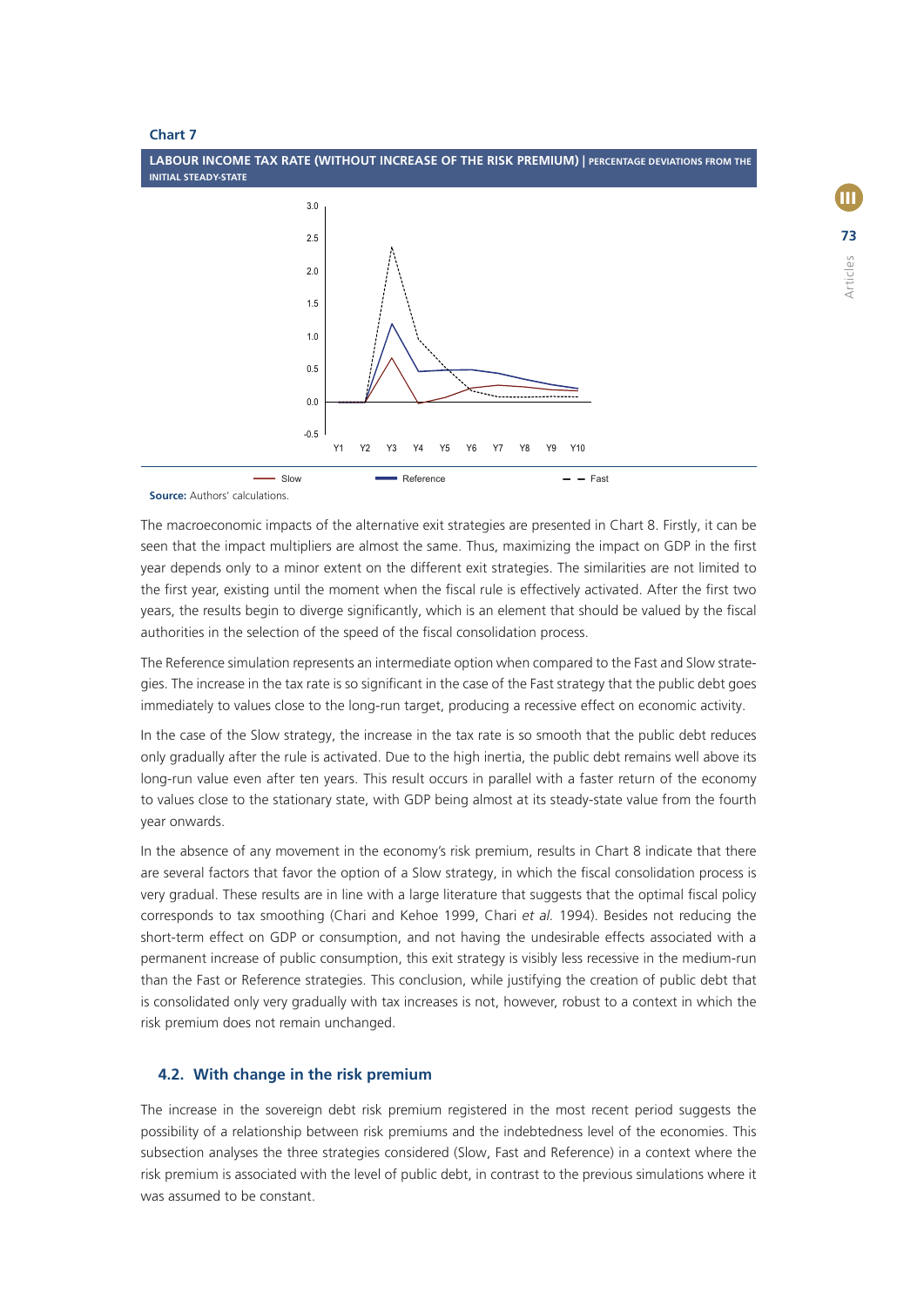**Chart 7**

**LABOUR INCOME TAX RATE (WITHOUT INCREASE OF THE RISK PREMIUM) | PERCENTAGE DEVIATIONS FROM THE INITIAL STEADY-STATE**

**Source:** Authors' calculations.

The macroeconomic impacts of the alternative exit strategies are presented in Chart 8. Firstly, it can be seen that the impact multipliers are almost the same. Thus, maximizing the impact on GDP in the first year depends only to a minor extent on the different exit strategies. The similarities are not limited to the first year, existing until the moment when the fiscal rule is effectively activated. After the first two years, the results begin to diverge significantly, which is an element that should be valued by the fiscal authorities in the selection of the speed of the fiscal consolidation process.

The Reference simulation represents an intermediate option when compared to the Fast and Slow strategies. The increase in the tax rate is so significant in the case of the Fast strategy that the public debt goes immediately to values close to the long-run target, producing a recessive effect on economic activity.

In the case of the Slow strategy, the increase in the tax rate is so smooth that the public debt reduces only gradually after the rule is activated. Due to the high inertia, the public debt remains well above its long-run value even after ten years. This result occurs in parallel with a faster return of the economy to values close to the stationary state, with GDP being almost at its steady-state value from the fourth year onwards.

In the absence of any movement in the economy's risk premium, results in Chart 8 indicate that there are several factors that favor the option of a Slow strategy, in which the fiscal consolidation process is very gradual. These results are in line with a large literature that suggests that the optimal fiscal policy corresponds to tax smoothing (Chari and Kehoe 1999, Chari *et al.* 1994). Besides not reducing the short-term effect on GDP or consumption, and not having the undesirable effects associated with a permanent increase of public consumption, this exit strategy is visibly less recessive in the medium-run than the Fast or Reference strategies. This conclusion, while justifying the creation of public debt that is consolidated only very gradually with tax increases is not, however, robust to a context in which the risk premium does not remain unchanged.

### 4.2. With change in the risk premium

The increase in the sovereign debt risk premium registered in the most recent period suggests the possibility of a relationship between risk premiums and the indebtedness level of the economies. This subsection analyses the three strategies considered (Slow, Fast and Reference) in a context where the risk premium is associated with the level of public debt, in contrast to the previous simulations where it was assumed to be constant.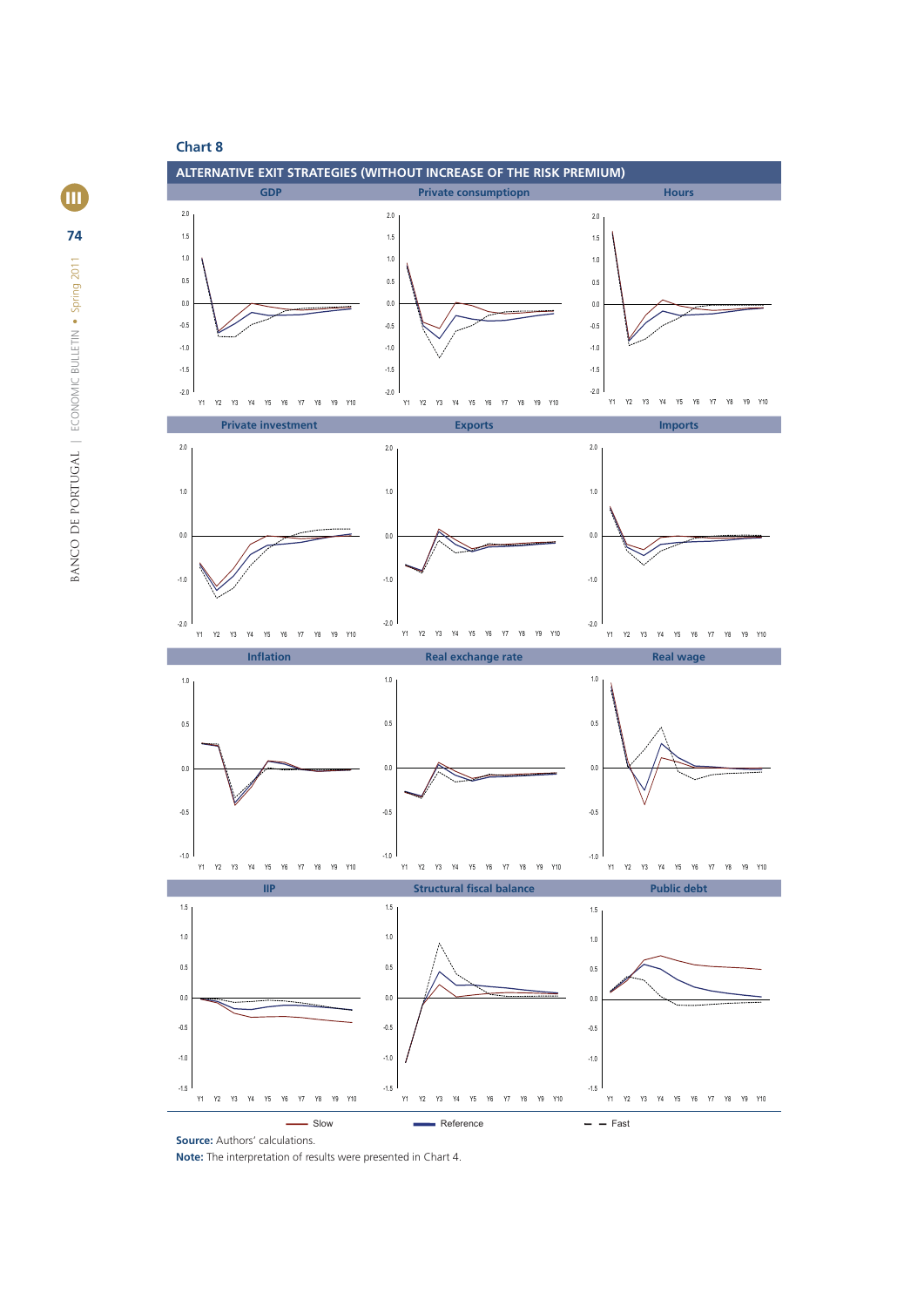## Chart 8

**ALTERNATIVE EXIT STRATEGIES (WITHOUT INCREASE OF THE RISK PREMIUM)**

GDP | Private consumptiopn | Hours

Private investment | Exports | Imports

Inflation | Real exchange rate | Real wage

IIP | Structural fiscal balance | Public debt

Slow — Reference — Fast

**Source:** Authors' calculations.

**Note:** The interpretation of results were presented in Chart 4.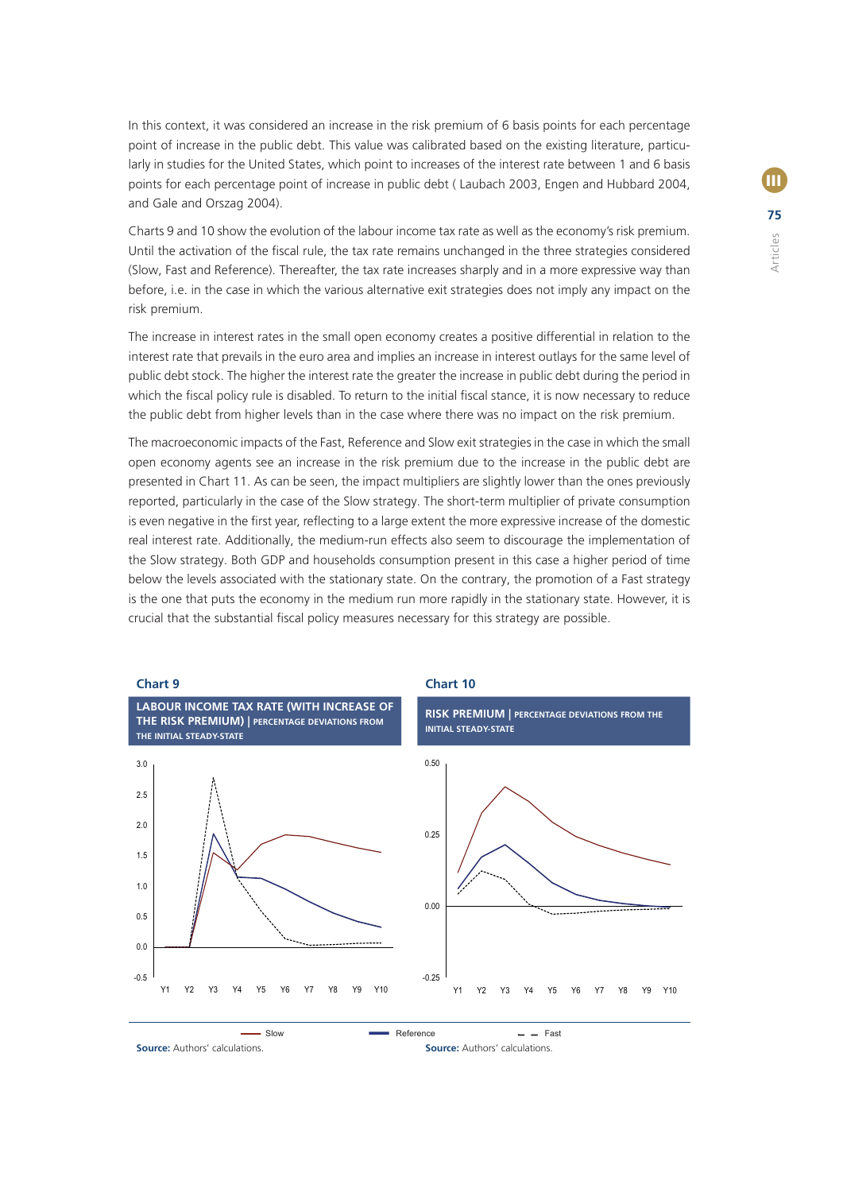In this context, it was considered an increase in the risk premium of 6 basis points for each percentage point of increase in the public debt. This value was calibrated based on the existing literature, particularly in studies for the United States, which point to increases of the interest rate between 1 and 6 basis points for each percentage point of increase in public debt ( Laubach 2003, Engen and Hubbard 2004, and Gale and Orszag 2004).

Charts 9 and 10 show the evolution of the labour income tax rate as well as the economy's risk premium. Until the activation of the fiscal rule, the tax rate remains unchanged in the three strategies considered (Slow, Fast and Reference). Thereafter, the tax rate increases sharply and in a more expressive way than before, i.e. in the case in which the various alternative exit strategies does not imply any impact on the risk premium.

The increase in interest rates in the small open economy creates a positive differential in relation to the interest rate that prevails in the euro area and implies an increase in interest outlays for the same level of public debt stock. The higher the interest rate the greater the increase in public debt during the period in which the fiscal policy rule is disabled. To return to the initial fiscal stance, it is now necessary to reduce the public debt from higher levels than in the case where there was no impact on the risk premium.

The macroeconomic impacts of the Fast, Reference and Slow exit strategies in the case in which the small open economy agents see an increase in the risk premium due to the increase in the public debt are presented in Chart 11. As can be seen, the impact multipliers are slightly lower than the ones previously reported, particularly in the case of the Slow strategy. The short-term multiplier of private consumption is even negative in the first year, reflecting to a large extent the more expressive increase of the domestic real interest rate. Additionally, the medium-run effects also seem to discourage the implementation of the Slow strategy. Both GDP and households consumption present in this case a higher period of time below the levels associated with the stationary state. On the contrary, the promotion of a Fast strategy is the one that puts the economy in the medium run more rapidly in the stationary state. However, it is crucial that the substantial fiscal policy measures necessary for this strategy are possible.

**Chart 9**

**LABOUR INCOME TAX RATE (WITH INCREASE OF THE RISK PREMIUM)** | PERCENTAGE DEVIATIONS FROM THE INITIAL STEADY-STATE

**Chart 10**

**RISK PREMIUM** | PERCENTAGE DEVIATIONS FROM THE INITIAL STEADY-STATE

Slow — Reference — Fast

**Source:** Authors' calculations.

**Source:** Authors' calculations.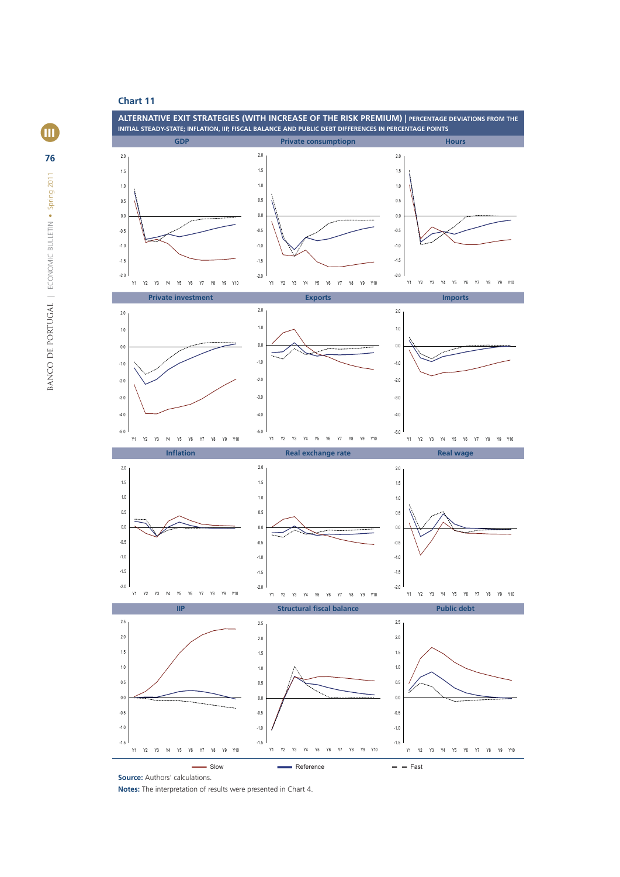## Chart 11

**ALTERNATIVE EXIT STRATEGIES (WITH INCREASE OF THE RISK PREMIUM)** | PERCENTAGE DEVIATIONS FROM THE INITIAL STEADY-STATE; INFLATION, IIP, FISCAL BALANCE AND PUBLIC DEBT DIFFERENCES IN PERCENTAGE POINTS

GDP | Private consumptiopn | Hours

Private investment | Exports | Imports

Inflation | Real exchange rate | Real wage

IIP | Structural fiscal balance | Public debt

Slow — Reference — Fast

**Source:** Authors' calculations.

**Notes:** The interpretation of results were presented in Chart 4.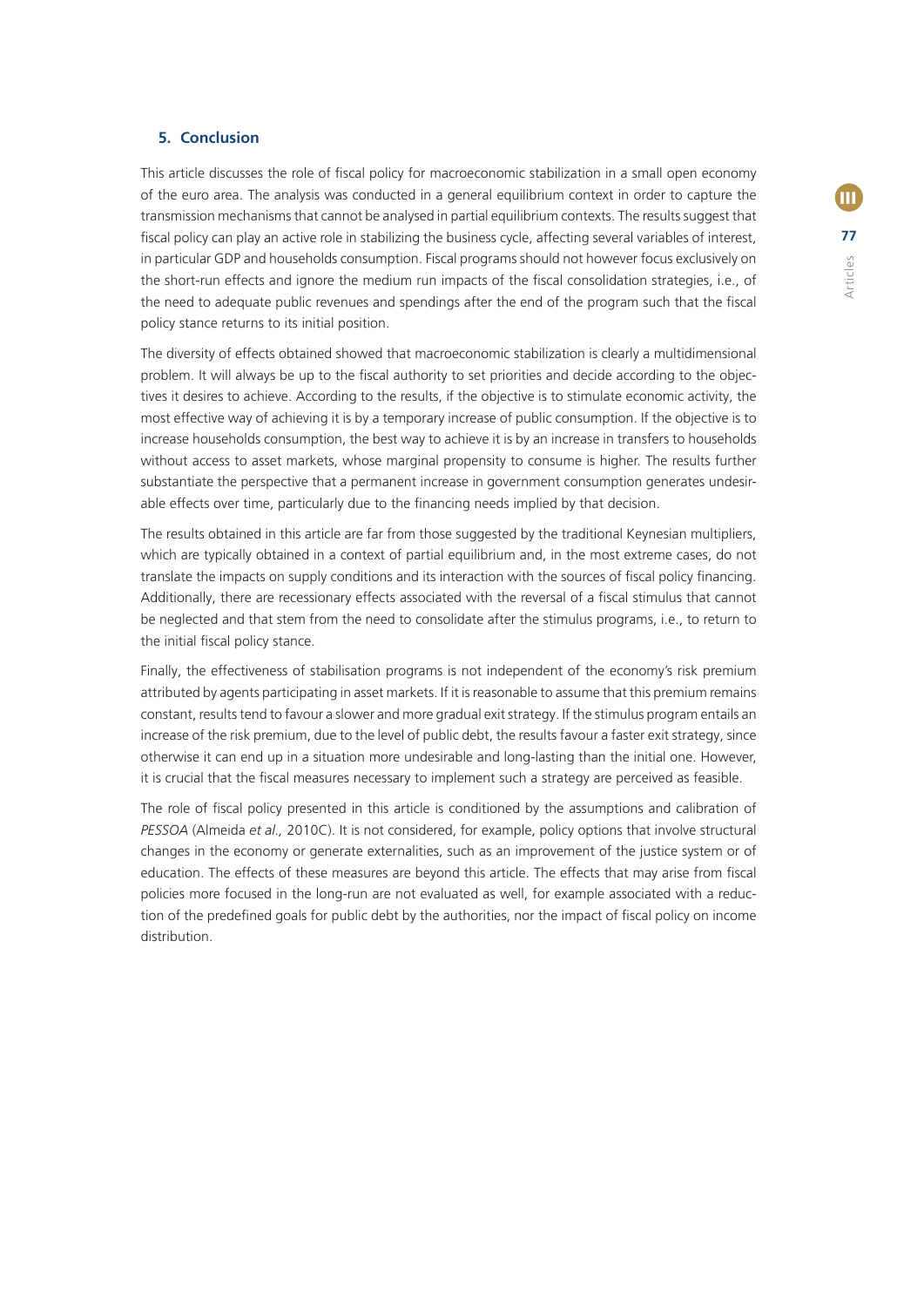## 5. Conclusion

This article discusses the role of fiscal policy for macroeconomic stabilization in a small open economy of the euro area. The analysis was conducted in a general equilibrium context in order to capture the transmission mechanisms that cannot be analysed in partial equilibrium contexts. The results suggest that fiscal policy can play an active role in stabilizing the business cycle, affecting several variables of interest, in particular GDP and households consumption. Fiscal programs should not however focus exclusively on the short-run effects and ignore the medium run impacts of the fiscal consolidation strategies, i.e., of the need to adequate public revenues and spendings after the end of the program such that the fiscal policy stance returns to its initial position.

The diversity of effects obtained showed that macroeconomic stabilization is clearly a multidimensional problem. It will always be up to the fiscal authority to set priorities and decide according to the objectives it desires to achieve. According to the results, if the objective is to stimulate economic activity, the most effective way of achieving it is by a temporary increase of public consumption. If the objective is to increase households consumption, the best way to achieve it is by an increase in transfers to households without access to asset markets, whose marginal propensity to consume is higher. The results further substantiate the perspective that a permanent increase in government consumption generates undesirable effects over time, particularly due to the financing needs implied by that decision.

The results obtained in this article are far from those suggested by the traditional Keynesian multipliers, which are typically obtained in a context of partial equilibrium and, in the most extreme cases, do not translate the impacts on supply conditions and its interaction with the sources of fiscal policy financing. Additionally, there are recessionary effects associated with the reversal of a fiscal stimulus that cannot be neglected and that stem from the need to consolidate after the stimulus programs, i.e., to return to the initial fiscal policy stance.

Finally, the effectiveness of stabilisation programs is not independent of the economy's risk premium attributed by agents participating in asset markets. If it is reasonable to assume that this premium remains constant, results tend to favour a slower and more gradual exit strategy. If the stimulus program entails an increase of the risk premium, due to the level of public debt, the results favour a faster exit strategy, since otherwise it can end up in a situation more undesirable and long-lasting than the initial one. However, it is crucial that the fiscal measures necessary to implement such a strategy are perceived as feasible.

The role of fiscal policy presented in this article is conditioned by the assumptions and calibration of *PESSOA* (Almeida *et al.,* 2010C). It is not considered, for example, policy options that involve structural changes in the economy or generate externalities, such as an improvement of the justice system or of education. The effects of these measures are beyond this article. The effects that may arise from fiscal policies more focused in the long-run are not evaluated as well, for example associated with a reduction of the predefined goals for public debt by the authorities, nor the impact of fiscal policy on income distribution.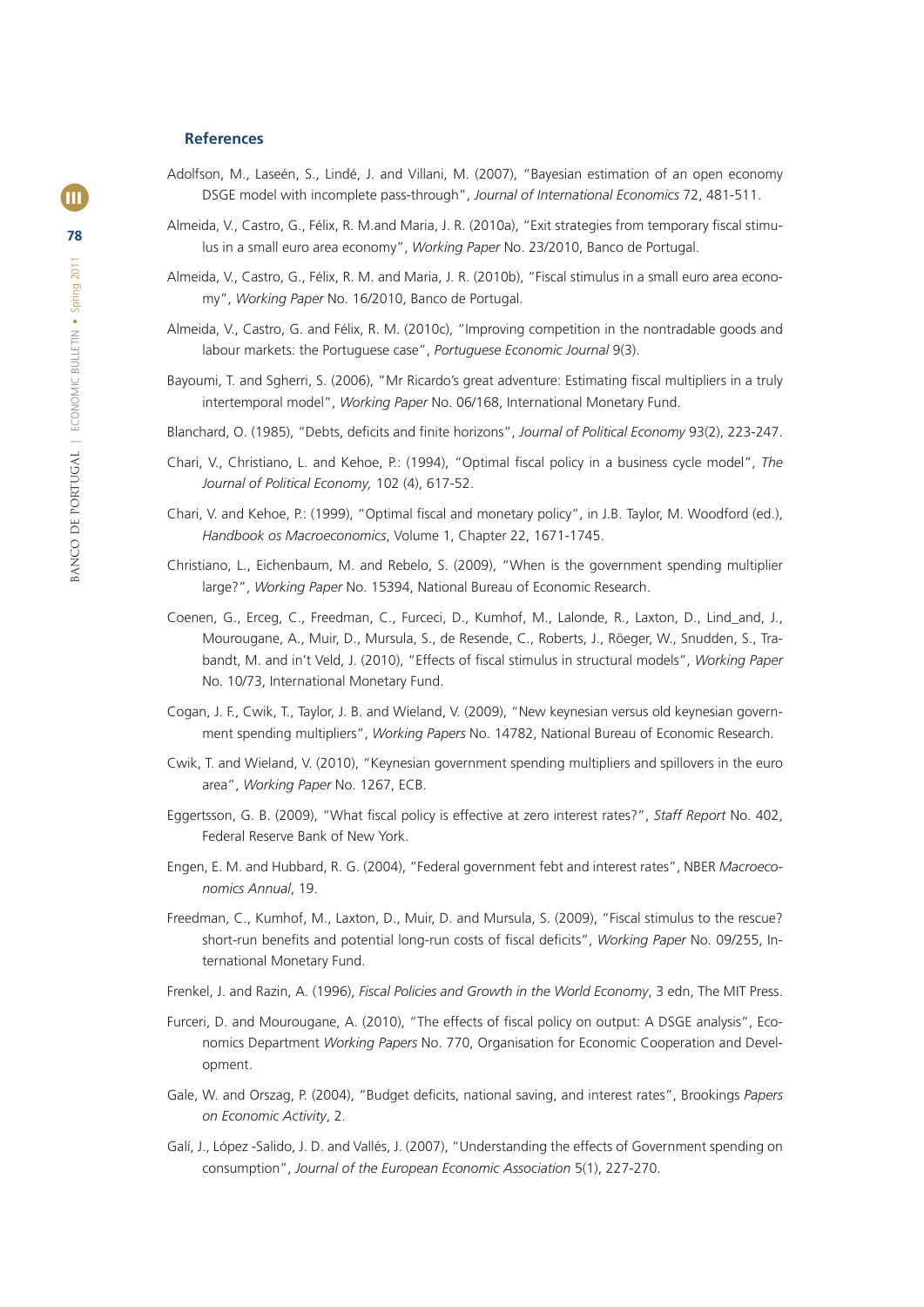## References

Adolfson, M., Laseén, S., Lindé, J. and Villani, M. (2007), "Bayesian estimation of an open economy DSGE model with incomplete pass-through", *Journal of International Economics* 72, 481-511.

Almeida, V., Castro, G., Félix, R. M.and Maria, J. R. (2010a), "Exit strategies from temporary fiscal stimulus in a small euro area economy", *Working Paper* No. 23/2010, Banco de Portugal.

Almeida, V., Castro, G., Félix, R. M. and Maria, J. R. (2010b), "Fiscal stimulus in a small euro area economy", *Working Paper* No. 16/2010, Banco de Portugal.

Almeida, V., Castro, G. and Félix, R. M. (2010c), "Improving competition in the nontradable goods and labour markets: the Portuguese case", *Portuguese Economic Journal* 9(3).

Bayoumi, T. and Sgherri, S. (2006), "Mr Ricardo's great adventure: Estimating fiscal multipliers in a truly intertemporal model", *Working Paper* No. 06/168, International Monetary Fund.

Blanchard, O. (1985), "Debts, deficits and finite horizons", *Journal of Political Economy* 93(2), 223-247.

Chari, V., Christiano, L. and Kehoe, P.: (1994), "Optimal fiscal policy in a business cycle model", *The Journal of Political Economy,* 102 (4), 617-52.

Chari, V. and Kehoe, P.: (1999), "Optimal fiscal and monetary policy", in J.B. Taylor, M. Woodford (ed.), *Handbook os Macroeconomics*, Volume 1, Chapter 22, 1671-1745.

Christiano, L., Eichenbaum, M. and Rebelo, S. (2009), "When is the government spending multiplier large?", *Working Paper* No. 15394, National Bureau of Economic Research.

Coenen, G., Erceg, C., Freedman, C., Furceci, D., Kumhof, M., Lalonde, R., Laxton, D., Lind_and, J., Mourougane, A., Muir, D., Mursula, S., de Resende, C., Roberts, J., Röeger, W., Snudden, S., Trabandt, M. and in't Veld, J. (2010), "Effects of fiscal stimulus in structural models", *Working Paper* No. 10/73, International Monetary Fund.

Cogan, J. F., Cwik, T., Taylor, J. B. and Wieland, V. (2009), "New keynesian versus old keynesian government spending multipliers", *Working Papers* No. 14782, National Bureau of Economic Research.

Cwik, T. and Wieland, V. (2010), "Keynesian government spending multipliers and spillovers in the euro area", *Working Paper* No. 1267, ECB.

Eggertsson, G. B. (2009), "What fiscal policy is effective at zero interest rates?", *Staff Report* No. 402, Federal Reserve Bank of New York.

Engen, E. M. and Hubbard, R. G. (2004), "Federal government febt and interest rates", NBER *Macroeconomics Annual*, 19.

Freedman, C., Kumhof, M., Laxton, D., Muir, D. and Mursula, S. (2009), "Fiscal stimulus to the rescue? short-run benefits and potential long-run costs of fiscal deficits", *Working Paper* No. 09/255, International Monetary Fund.

Frenkel, J. and Razin, A. (1996), *Fiscal Policies and Growth in the World Economy*, 3 edn, The MIT Press.

Furceri, D. and Mourougane, A. (2010), "The effects of fiscal policy on output: A DSGE analysis", Economics Department *Working Papers* No. 770, Organisation for Economic Cooperation and Development.

Gale, W. and Orszag, P. (2004), "Budget deficits, national saving, and interest rates", Brookings *Papers on Economic Activity*, 2.

Galí, J., López -Salido, J. D. and Vallés, J. (2007), "Understanding the effects of Government spending on consumption", *Journal of the European Economic Association* 5(1), 227-270.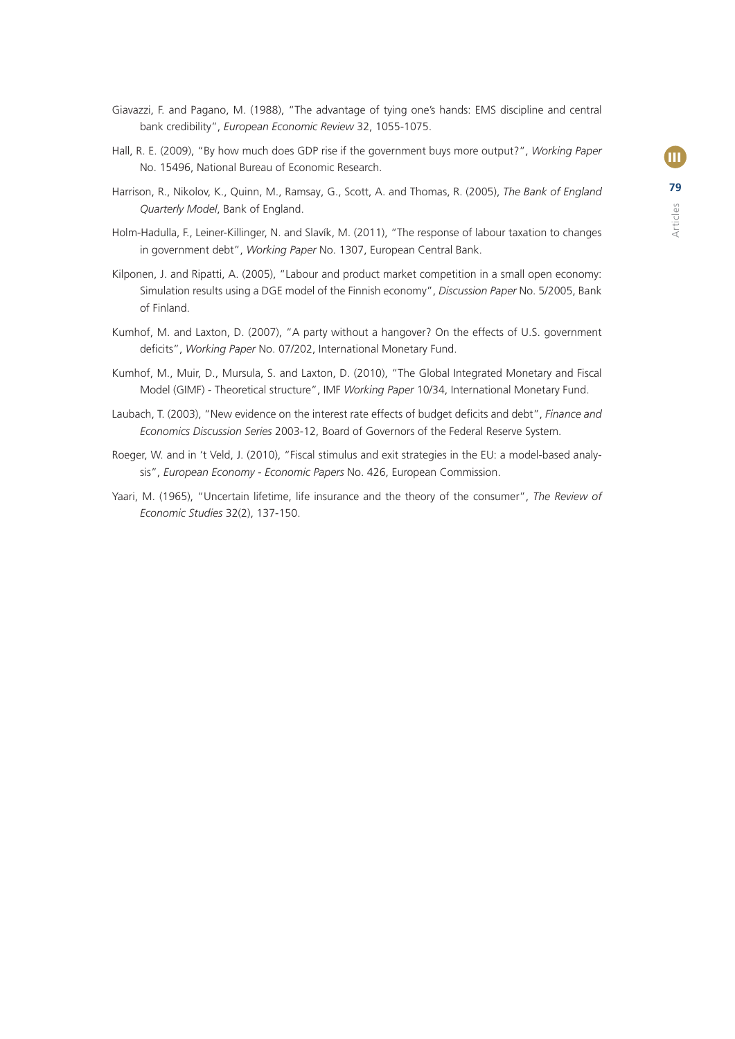Giavazzi, F. and Pagano, M. (1988), "The advantage of tying one's hands: EMS discipline and central bank credibility", *European Economic Review* 32, 1055-1075.

Hall, R. E. (2009), "By how much does GDP rise if the government buys more output?", *Working Paper* No. 15496, National Bureau of Economic Research.

Harrison, R., Nikolov, K., Quinn, M., Ramsay, G., Scott, A. and Thomas, R. (2005), *The Bank of England Quarterly Model*, Bank of England.

Holm-Hadulla, F., Leiner-Killinger, N. and Slavík, M. (2011), "The response of labour taxation to changes in government debt", *Working Paper* No. 1307, European Central Bank.

Kilponen, J. and Ripatti, A. (2005), "Labour and product market competition in a small open economy: Simulation results using a DGE model of the Finnish economy", *Discussion Paper* No. 5/2005, Bank of Finland.

Kumhof, M. and Laxton, D. (2007), "A party without a hangover? On the effects of U.S. government deficits", *Working Paper* No. 07/202, International Monetary Fund.

Kumhof, M., Muir, D., Mursula, S. and Laxton, D. (2010), "The Global Integrated Monetary and Fiscal Model (GIMF) - Theoretical structure", IMF *Working Paper* 10/34, International Monetary Fund.

Laubach, T. (2003), "New evidence on the interest rate effects of budget deficits and debt", *Finance and Economics Discussion Series* 2003-12, Board of Governors of the Federal Reserve System.

Roeger, W. and in 't Veld, J. (2010), "Fiscal stimulus and exit strategies in the EU: a model-based analysis", *European Economy - Economic Papers* No. 426, European Commission.

Yaari, M. (1965), "Uncertain lifetime, life insurance and the theory of the consumer", *The Review of Economic Studies* 32(2), 137-150.